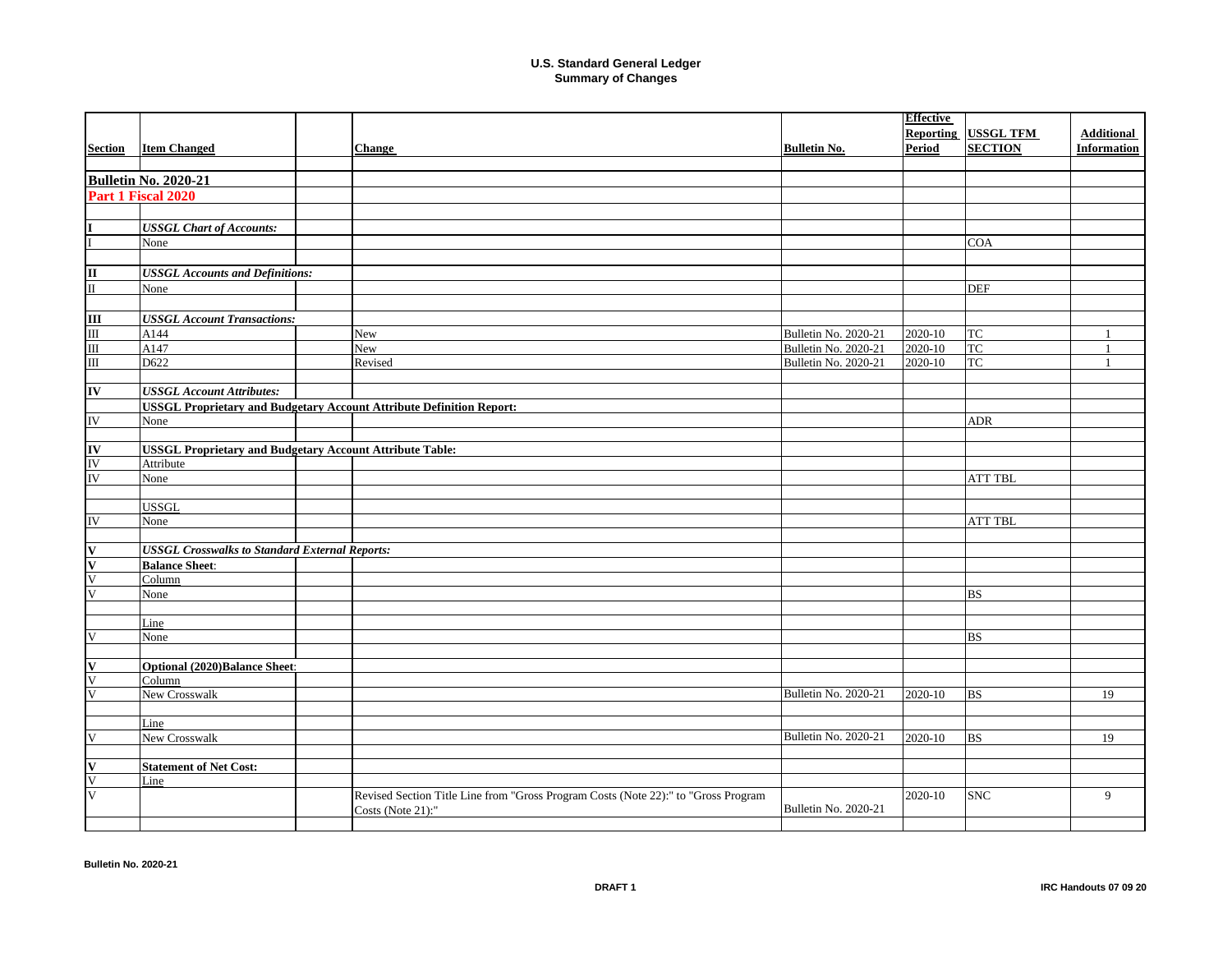# U.S. Standard General Ledger
## Summary of Changes

| Section | Item Changed | | Change | Bulletin No. | Effective Reporting Period | USSGL TFM SECTION | Additional Information |
|---|---|---|---|---|---|---|---|
| | | | | | | | |
| **Bulletin No. 2020-21** | | | | | | | |
| **Part 1 Fiscal 2020** | | | | | | | |
| | | | | | | | |
| **I** | ***USSGL Chart of Accounts:*** | | | | | | |
| I | None | | | | | COA | |
| | | | | | | | |
| **II** | ***USSGL Accounts and Definitions:*** | | | | | | |
| II | None | | | | | DEF | |
| | | | | | | | |
| **III** | ***USSGL Account Transactions:*** | | | | | | |
| III | A144 | | New | Bulletin No. 2020-21 | 2020-10 | TC | 1 |
| III | A147 | | New | Bulletin No. 2020-21 | 2020-10 | TC | 1 |
| III | D622 | | Revised | Bulletin No. 2020-21 | 2020-10 | TC | 1 |
| | | | | | | | |
| **IV** | ***USSGL Account Attributes:*** | | | | | | |
| | **USSGL Proprietary and Budgetary Account Attribute Definition Report:** | | | | | | |
| IV | None | | | | | ADR | |
| | | | | | | | |
| **IV** | **USSGL Proprietary and Budgetary Account Attribute Table:** | | | | | | |
| IV | Attribute | | | | | | |
| IV | None | | | | | ATT TBL | |
| | | | | | | | |
| | USSGL | | | | | | |
| IV | None | | | | | ATT TBL | |
| | | | | | | | |
| **V** | ***USSGL Crosswalks to Standard External Reports:*** | | | | | | |
| **V** | **Balance Sheet**: | | | | | | |
| V | Column | | | | | | |
| V | None | | | | | BS | |
| | | | | | | | |
| | Line | | | | | | |
| V | None | | | | | BS | |
| | | | | | | | |
| **V** | **Optional (2020)Balance Sheet**: | | | | | | |
| V | Column | | | | | | |
| V | New Crosswalk | | | Bulletin No. 2020-21 | 2020-10 | BS | 19 |
| | | | | | | | |
| | Line | | | | | | |
| V | New Crosswalk | | | Bulletin No. 2020-21 | 2020-10 | BS | 19 |
| | | | | | | | |
| **V** | **Statement of Net Cost:** | | | | | | |
| V | Line | | | | | | |
| V | | | Revised Section Title Line from "Gross Program Costs (Note 22):" to "Gross Program Costs (Note 21):" | Bulletin No. 2020-21 | 2020-10 | SNC | 9 |

Bulletin No. 2020-21

DRAFT 1

IRC Handouts 07 09 20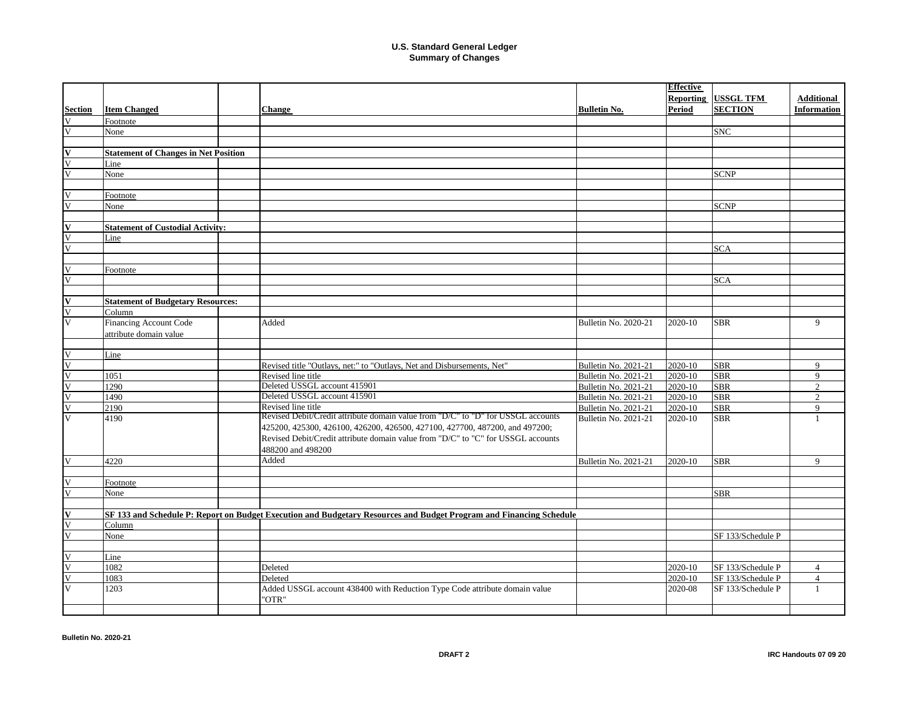# U.S. Standard General Ledger
## Summary of Changes

| Section | Item Changed | | Change | Bulletin No. | Effective Reporting Period | USSGL TFM SECTION | Additional Information |
|---|---|---|---|---|---|---|---|
| V | Footnote | | | | | | |
| V | None | | | | | SNC | |
| | | | | | | | |
| **V** | **Statement of Changes in Net Position** | | | | | | |
| V | Line | | | | | | |
| V | None | | | | | SCNP | |
| | | | | | | | |
| V | Footnote | | | | | | |
| V | None | | | | | SCNP | |
| | | | | | | | |
| **V** | **Statement of Custodial Activity:** | | | | | | |
| V | Line | | | | | | |
| V | | | | | | SCA | |
| | | | | | | | |
| V | Footnote | | | | | | |
| V | | | | | | SCA | |
| | | | | | | | |
| **V** | **Statement of Budgetary Resources:** | | | | | | |
| V | Column | | | | | | |
| V | Financing Account Code attribute domain value | | Added | Bulletin No. 2020-21 | 2020-10 | SBR | 9 |
| | | | | | | | |
| V | Line | | | | | | |
| V | | | Revised title "Outlays, net:" to "Outlays, Net and Disbursements, Net" | Bulletin No. 2021-21 | 2020-10 | SBR | 9 |
| V | 1051 | | Revised line title | Bulletin No. 2021-21 | 2020-10 | SBR | 9 |
| V | 1290 | | Deleted USSGL account 415901 | Bulletin No. 2021-21 | 2020-10 | SBR | 2 |
| V | 1490 | | Deleted USSGL account 415901 | Bulletin No. 2021-21 | 2020-10 | SBR | 2 |
| V | 2190 | | Revised line title | Bulletin No. 2021-21 | 2020-10 | SBR | 9 |
| V | 4190 | | Revised Debit/Credit attribute domain value from "D/C" to "D" for USSGL accounts 425200, 425300, 426100, 426200, 426500, 427100, 427700, 487200, and 497200; Revised Debit/Credit attribute domain value from "D/C" to "C" for USSGL accounts 488200 and 498200 | Bulletin No. 2021-21 | 2020-10 | SBR | 1 |
| V | 4220 | | Added | Bulletin No. 2021-21 | 2020-10 | SBR | 9 |
| | | | | | | | |
| V | Footnote | | | | | | |
| V | None | | | | | SBR | |
| | | | | | | | |
| **V** | **SF 133 and Schedule P: Report on Budget Execution and Budgetary Resources and Budget Program and Financing Schedule** | | | | | | |
| V | Column | | | | | | |
| V | None | | | | | SF 133/Schedule P | |
| | | | | | | | |
| V | Line | | | | | | |
| V | 1082 | | Deleted | | 2020-10 | SF 133/Schedule P | 4 |
| V | 1083 | | Deleted | | 2020-10 | SF 133/Schedule P | 4 |
| V | 1203 | | Added USSGL account 438400 with Reduction Type Code attribute domain value "OTR" | | 2020-08 | SF 133/Schedule P | 1 |
| | | | | | | | |

Bulletin No. 2020-21

DRAFT 2

IRC Handouts 07 09 20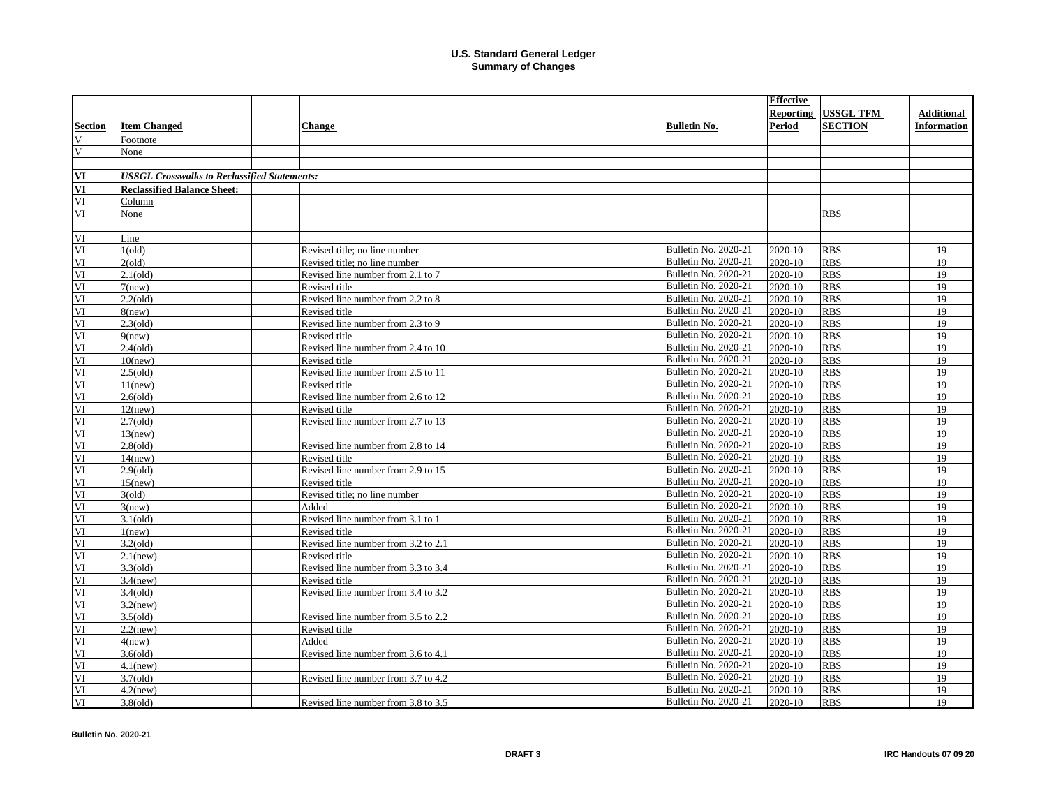# U.S. Standard General Ledger
## Summary of Changes

| Section | Item Changed | | Change | Bulletin No. | Effective Reporting Period | USSGL TFM SECTION | Additional Information |
|---|---|---|---|---|---|---|---|
| V | Footnote | | | | | | |
| V | None | | | | | | |
| | | | | | | | |
| **VI** | ***USSGL Crosswalks to Reclassified Statements:*** | | | | | | |
| **VI** | **Reclassified Balance Sheet:** | | | | | | |
| VI | Column | | | | | | |
| VI | None | | | | | RBS | |
| | | | | | | | |
| VI | Line | | | | | | |
| VI | 1(old) | | Revised title; no line number | Bulletin No. 2020-21 | 2020-10 | RBS | 19 |
| VI | 2(old) | | Revised title; no line number | Bulletin No. 2020-21 | 2020-10 | RBS | 19 |
| VI | 2.1(old) | | Revised line number from 2.1 to 7 | Bulletin No. 2020-21 | 2020-10 | RBS | 19 |
| VI | 7(new) | | Revised title | Bulletin No. 2020-21 | 2020-10 | RBS | 19 |
| VI | 2.2(old) | | Revised line number from 2.2 to 8 | Bulletin No. 2020-21 | 2020-10 | RBS | 19 |
| VI | 8(new) | | Revised title | Bulletin No. 2020-21 | 2020-10 | RBS | 19 |
| VI | 2.3(old) | | Revised line number from 2.3 to 9 | Bulletin No. 2020-21 | 2020-10 | RBS | 19 |
| VI | 9(new) | | Revised title | Bulletin No. 2020-21 | 2020-10 | RBS | 19 |
| VI | 2.4(old) | | Revised line number from 2.4 to 10 | Bulletin No. 2020-21 | 2020-10 | RBS | 19 |
| VI | 10(new) | | Revised title | Bulletin No. 2020-21 | 2020-10 | RBS | 19 |
| VI | 2.5(old) | | Revised line number from 2.5 to 11 | Bulletin No. 2020-21 | 2020-10 | RBS | 19 |
| VI | 11(new) | | Revised title | Bulletin No. 2020-21 | 2020-10 | RBS | 19 |
| VI | 2.6(old) | | Revised line number from 2.6 to 12 | Bulletin No. 2020-21 | 2020-10 | RBS | 19 |
| VI | 12(new) | | Revised title | Bulletin No. 2020-21 | 2020-10 | RBS | 19 |
| VI | 2.7(old) | | Revised line number from 2.7 to 13 | Bulletin No. 2020-21 | 2020-10 | RBS | 19 |
| VI | 13(new) | | | Bulletin No. 2020-21 | 2020-10 | RBS | 19 |
| VI | 2.8(old) | | Revised line number from 2.8 to 14 | Bulletin No. 2020-21 | 2020-10 | RBS | 19 |
| VI | 14(new) | | Revised title | Bulletin No. 2020-21 | 2020-10 | RBS | 19 |
| VI | 2.9(old) | | Revised line number from 2.9 to 15 | Bulletin No. 2020-21 | 2020-10 | RBS | 19 |
| VI | 15(new) | | Revised title | Bulletin No. 2020-21 | 2020-10 | RBS | 19 |
| VI | 3(old) | | Revised title; no line number | Bulletin No. 2020-21 | 2020-10 | RBS | 19 |
| VI | 3(new) | | Added | Bulletin No. 2020-21 | 2020-10 | RBS | 19 |
| VI | 3.1(old) | | Revised line number from 3.1 to 1 | Bulletin No. 2020-21 | 2020-10 | RBS | 19 |
| VI | 1(new) | | Revised title | Bulletin No. 2020-21 | 2020-10 | RBS | 19 |
| VI | 3.2(old) | | Revised line number from 3.2 to 2.1 | Bulletin No. 2020-21 | 2020-10 | RBS | 19 |
| VI | 2.1(new) | | Revised title | Bulletin No. 2020-21 | 2020-10 | RBS | 19 |
| VI | 3.3(old) | | Revised line number from 3.3 to 3.4 | Bulletin No. 2020-21 | 2020-10 | RBS | 19 |
| VI | 3.4(new) | | Revised title | Bulletin No. 2020-21 | 2020-10 | RBS | 19 |
| VI | 3.4(old) | | Revised line number from 3.4 to 3.2 | Bulletin No. 2020-21 | 2020-10 | RBS | 19 |
| VI | 3.2(new) | | | Bulletin No. 2020-21 | 2020-10 | RBS | 19 |
| VI | 3.5(old) | | Revised line number from 3.5 to 2.2 | Bulletin No. 2020-21 | 2020-10 | RBS | 19 |
| VI | 2.2(new) | | Revised title | Bulletin No. 2020-21 | 2020-10 | RBS | 19 |
| VI | 4(new) | | Added | Bulletin No. 2020-21 | 2020-10 | RBS | 19 |
| VI | 3.6(old) | | Revised line number from 3.6 to 4.1 | Bulletin No. 2020-21 | 2020-10 | RBS | 19 |
| VI | 4.1(new) | | | Bulletin No. 2020-21 | 2020-10 | RBS | 19 |
| VI | 3.7(old) | | Revised line number from 3.7 to 4.2 | Bulletin No. 2020-21 | 2020-10 | RBS | 19 |
| VI | 4.2(new) | | | Bulletin No. 2020-21 | 2020-10 | RBS | 19 |
| VI | 3.8(old) | | Revised line number from 3.8 to 3.5 | Bulletin No. 2020-21 | 2020-10 | RBS | 19 |

**Bulletin No. 2020-21** **DRAFT 3** **IRC Handouts 07 09 20**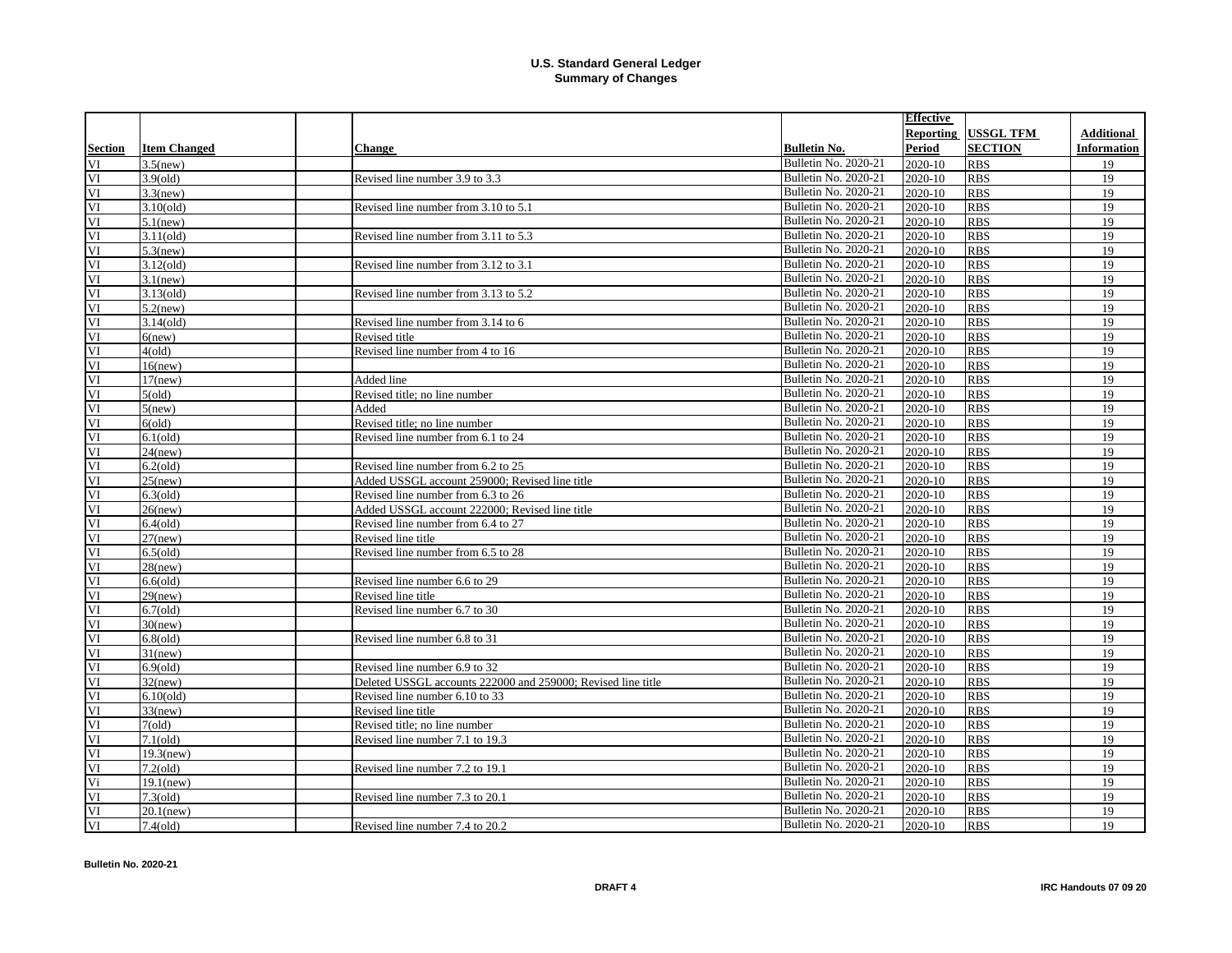# U.S. Standard General Ledger
## Summary of Changes

| Section | Item Changed | | Change | Bulletin No. | Effective Reporting Period | USSGL TFM SECTION | Additional Information |
|---|---|---|---|---|---|---|---|
| VI | 3.5(new) | | | Bulletin No. 2020-21 | 2020-10 | RBS | 19 |
| VI | 3.9(old) | | Revised line number 3.9 to 3.3 | Bulletin No. 2020-21 | 2020-10 | RBS | 19 |
| VI | 3.3(new) | | | Bulletin No. 2020-21 | 2020-10 | RBS | 19 |
| VI | 3.10(old) | | Revised line number from 3.10 to 5.1 | Bulletin No. 2020-21 | 2020-10 | RBS | 19 |
| VI | 5.1(new) | | | Bulletin No. 2020-21 | 2020-10 | RBS | 19 |
| VI | 3.11(old) | | Revised line number from 3.11 to 5.3 | Bulletin No. 2020-21 | 2020-10 | RBS | 19 |
| VI | 5.3(new) | | | Bulletin No. 2020-21 | 2020-10 | RBS | 19 |
| VI | 3.12(old) | | Revised line number from 3.12 to 3.1 | Bulletin No. 2020-21 | 2020-10 | RBS | 19 |
| VI | 3.1(new) | | | Bulletin No. 2020-21 | 2020-10 | RBS | 19 |
| VI | 3.13(old) | | Revised line number from 3.13 to 5.2 | Bulletin No. 2020-21 | 2020-10 | RBS | 19 |
| VI | 5.2(new) | | | Bulletin No. 2020-21 | 2020-10 | RBS | 19 |
| VI | 3.14(old) | | Revised line number from 3.14 to 6 | Bulletin No. 2020-21 | 2020-10 | RBS | 19 |
| VI | 6(new) | | Revised title | Bulletin No. 2020-21 | 2020-10 | RBS | 19 |
| VI | 4(old) | | Revised line number from 4 to 16 | Bulletin No. 2020-21 | 2020-10 | RBS | 19 |
| VI | 16(new) | | | Bulletin No. 2020-21 | 2020-10 | RBS | 19 |
| VI | 17(new) | | Added line | Bulletin No. 2020-21 | 2020-10 | RBS | 19 |
| VI | 5(old) | | Revised title; no line number | Bulletin No. 2020-21 | 2020-10 | RBS | 19 |
| VI | 5(new) | | Added | Bulletin No. 2020-21 | 2020-10 | RBS | 19 |
| VI | 6(old) | | Revised title; no line number | Bulletin No. 2020-21 | 2020-10 | RBS | 19 |
| VI | 6.1(old) | | Revised line number from 6.1 to 24 | Bulletin No. 2020-21 | 2020-10 | RBS | 19 |
| VI | 24(new) | | | Bulletin No. 2020-21 | 2020-10 | RBS | 19 |
| VI | 6.2(old) | | Revised line number from 6.2 to 25 | Bulletin No. 2020-21 | 2020-10 | RBS | 19 |
| VI | 25(new) | | Added USSGL account 259000; Revised line title | Bulletin No. 2020-21 | 2020-10 | RBS | 19 |
| VI | 6.3(old) | | Revised line number from 6.3 to 26 | Bulletin No. 2020-21 | 2020-10 | RBS | 19 |
| VI | 26(new) | | Added USSGL account 222000; Revised line title | Bulletin No. 2020-21 | 2020-10 | RBS | 19 |
| VI | 6.4(old) | | Revised line number from 6.4 to 27 | Bulletin No. 2020-21 | 2020-10 | RBS | 19 |
| VI | 27(new) | | Revised line title | Bulletin No. 2020-21 | 2020-10 | RBS | 19 |
| VI | 6.5(old) | | Revised line number from 6.5 to 28 | Bulletin No. 2020-21 | 2020-10 | RBS | 19 |
| VI | 28(new) | | | Bulletin No. 2020-21 | 2020-10 | RBS | 19 |
| VI | 6.6(old) | | Revised line number 6.6 to 29 | Bulletin No. 2020-21 | 2020-10 | RBS | 19 |
| VI | 29(new) | | Revised line title | Bulletin No. 2020-21 | 2020-10 | RBS | 19 |
| VI | 6.7(old) | | Revised line number 6.7 to 30 | Bulletin No. 2020-21 | 2020-10 | RBS | 19 |
| VI | 30(new) | | | Bulletin No. 2020-21 | 2020-10 | RBS | 19 |
| VI | 6.8(old) | | Revised line number 6.8 to 31 | Bulletin No. 2020-21 | 2020-10 | RBS | 19 |
| VI | 31(new) | | | Bulletin No. 2020-21 | 2020-10 | RBS | 19 |
| VI | 6.9(old) | | Revised line number 6.9 to 32 | Bulletin No. 2020-21 | 2020-10 | RBS | 19 |
| VI | 32(new) | | Deleted USSGL accounts 222000 and 259000; Revised line title | Bulletin No. 2020-21 | 2020-10 | RBS | 19 |
| VI | 6.10(old) | | Revised line number 6.10 to 33 | Bulletin No. 2020-21 | 2020-10 | RBS | 19 |
| VI | 33(new) | | Revised line title | Bulletin No. 2020-21 | 2020-10 | RBS | 19 |
| VI | 7(old) | | Revised title; no line number | Bulletin No. 2020-21 | 2020-10 | RBS | 19 |
| VI | 7.1(old) | | Revised line number 7.1 to 19.3 | Bulletin No. 2020-21 | 2020-10 | RBS | 19 |
| VI | 19.3(new) | | | Bulletin No. 2020-21 | 2020-10 | RBS | 19 |
| VI | 7.2(old) | | Revised line number 7.2 to 19.1 | Bulletin No. 2020-21 | 2020-10 | RBS | 19 |
| Vi | 19.1(new) | | | Bulletin No. 2020-21 | 2020-10 | RBS | 19 |
| VI | 7.3(old) | | Revised line number 7.3 to 20.1 | Bulletin No. 2020-21 | 2020-10 | RBS | 19 |
| VI | 20.1(new) | | | Bulletin No. 2020-21 | 2020-10 | RBS | 19 |
| VI | 7.4(old) | | Revised line number 7.4 to 20.2 | Bulletin No. 2020-21 | 2020-10 | RBS | 19 |

Bulletin No. 2020-21

DRAFT 4

IRC Handouts 07 09 20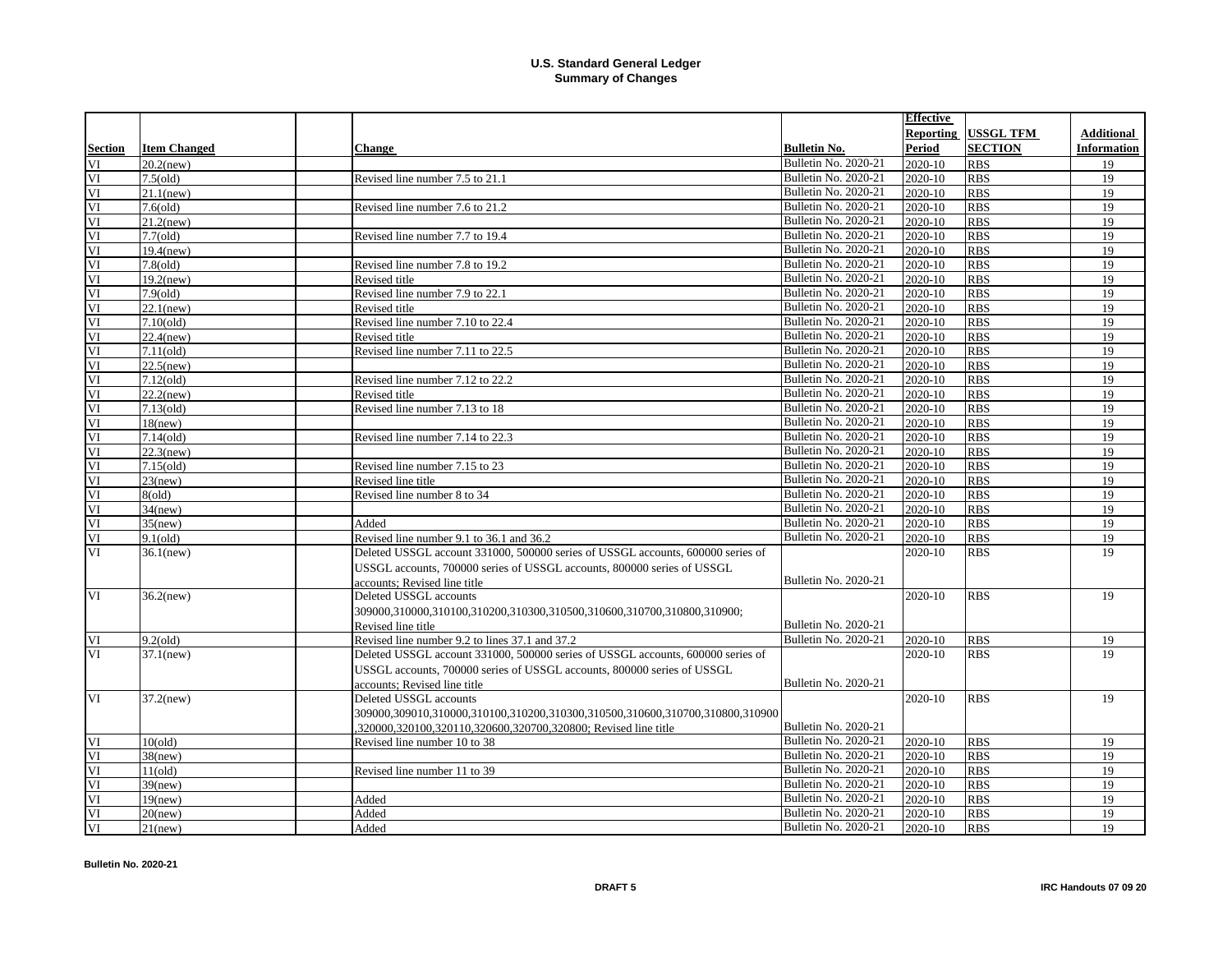# U.S. Standard General Ledger
## Summary of Changes

| Section | Item Changed | | Change | Bulletin No. | Effective Reporting Period | USSGL TFM SECTION | Additional Information |
|---|---|---|---|---|---|---|---|
| VI | 20.2(new) | | | Bulletin No. 2020-21 | 2020-10 | RBS | 19 |
| VI | 7.5(old) | | Revised line number 7.5 to 21.1 | Bulletin No. 2020-21 | 2020-10 | RBS | 19 |
| VI | 21.1(new) | | | Bulletin No. 2020-21 | 2020-10 | RBS | 19 |
| VI | 7.6(old) | | Revised line number 7.6 to 21.2 | Bulletin No. 2020-21 | 2020-10 | RBS | 19 |
| VI | 21.2(new) | | | Bulletin No. 2020-21 | 2020-10 | RBS | 19 |
| VI | 7.7(old) | | Revised line number 7.7 to 19.4 | Bulletin No. 2020-21 | 2020-10 | RBS | 19 |
| VI | 19.4(new) | | | Bulletin No. 2020-21 | 2020-10 | RBS | 19 |
| VI | 7.8(old) | | Revised line number 7.8 to 19.2 | Bulletin No. 2020-21 | 2020-10 | RBS | 19 |
| VI | 19.2(new) | | Revised title | Bulletin No. 2020-21 | 2020-10 | RBS | 19 |
| VI | 7.9(old) | | Revised line number 7.9 to 22.1 | Bulletin No. 2020-21 | 2020-10 | RBS | 19 |
| VI | 22.1(new) | | Revised title | Bulletin No. 2020-21 | 2020-10 | RBS | 19 |
| VI | 7.10(old) | | Revised line number 7.10 to 22.4 | Bulletin No. 2020-21 | 2020-10 | RBS | 19 |
| VI | 22.4(new) | | Revised title | Bulletin No. 2020-21 | 2020-10 | RBS | 19 |
| VI | 7.11(old) | | Revised line number 7.11 to 22.5 | Bulletin No. 2020-21 | 2020-10 | RBS | 19 |
| VI | 22.5(new) | | | Bulletin No. 2020-21 | 2020-10 | RBS | 19 |
| VI | 7.12(old) | | Revised line number 7.12 to 22.2 | Bulletin No. 2020-21 | 2020-10 | RBS | 19 |
| VI | 22.2(new) | | Revised title | Bulletin No. 2020-21 | 2020-10 | RBS | 19 |
| VI | 7.13(old) | | Revised line number 7.13 to 18 | Bulletin No. 2020-21 | 2020-10 | RBS | 19 |
| VI | 18(new) | | | Bulletin No. 2020-21 | 2020-10 | RBS | 19 |
| VI | 7.14(old) | | Revised line number 7.14 to 22.3 | Bulletin No. 2020-21 | 2020-10 | RBS | 19 |
| VI | 22.3(new) | | | Bulletin No. 2020-21 | 2020-10 | RBS | 19 |
| VI | 7.15(old) | | Revised line number 7.15 to 23 | Bulletin No. 2020-21 | 2020-10 | RBS | 19 |
| VI | 23(new) | | Revised line title | Bulletin No. 2020-21 | 2020-10 | RBS | 19 |
| VI | 8(old) | | Revised line number 8 to 34 | Bulletin No. 2020-21 | 2020-10 | RBS | 19 |
| VI | 34(new) | | | Bulletin No. 2020-21 | 2020-10 | RBS | 19 |
| VI | 35(new) | | Added | Bulletin No. 2020-21 | 2020-10 | RBS | 19 |
| VI | 9.1(old) | | Revised line number 9.1 to 36.1 and 36.2 | Bulletin No. 2020-21 | 2020-10 | RBS | 19 |
| VI | 36.1(new) | | Deleted USSGL account 331000, 500000 series of USSGL accounts, 600000 series of USSGL accounts, 700000 series of USSGL accounts, 800000 series of USSGL accounts; Revised line title | Bulletin No. 2020-21 | 2020-10 | RBS | 19 |
| VI | 36.2(new) | | Deleted USSGL accounts 309000,310000,310100,310200,310300,310500,310600,310700,310800,310900; Revised line title | Bulletin No. 2020-21 | 2020-10 | RBS | 19 |
| VI | 9.2(old) | | Revised line number 9.2 to lines 37.1 and 37.2 | Bulletin No. 2020-21 | 2020-10 | RBS | 19 |
| VI | 37.1(new) | | Deleted USSGL account 331000, 500000 series of USSGL accounts, 600000 series of USSGL accounts, 700000 series of USSGL accounts, 800000 series of USSGL accounts; Revised line title | Bulletin No. 2020-21 | 2020-10 | RBS | 19 |
| VI | 37.2(new) | | Deleted USSGL accounts 309000,309010,310000,310100,310200,310300,310500,310600,310700,310800,310900,320000,320100,320110,320600,320700,320800; Revised line title | Bulletin No. 2020-21 | 2020-10 | RBS | 19 |
| VI | 10(old) | | Revised line number 10 to 38 | Bulletin No. 2020-21 | 2020-10 | RBS | 19 |
| VI | 38(new) | | | Bulletin No. 2020-21 | 2020-10 | RBS | 19 |
| VI | 11(old) | | Revised line number 11 to 39 | Bulletin No. 2020-21 | 2020-10 | RBS | 19 |
| VI | 39(new) | | | Bulletin No. 2020-21 | 2020-10 | RBS | 19 |
| VI | 19(new) | | Added | Bulletin No. 2020-21 | 2020-10 | RBS | 19 |
| VI | 20(new) | | Added | Bulletin No. 2020-21 | 2020-10 | RBS | 19 |
| VI | 21(new) | | Added | Bulletin No. 2020-21 | 2020-10 | RBS | 19 |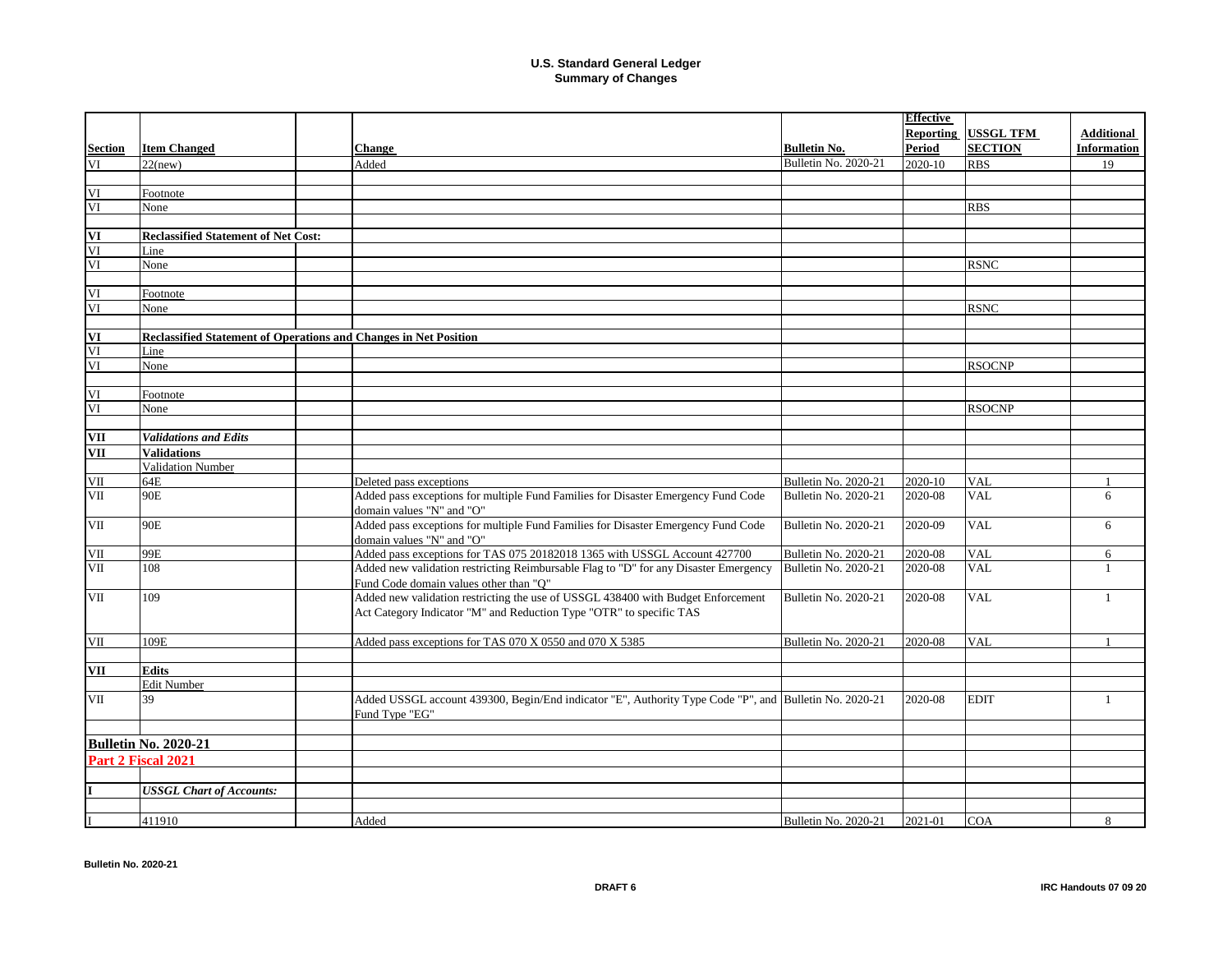# U.S. Standard General Ledger
## Summary of Changes

| Section | Item Changed | | Change | Bulletin No. | Effective Reporting Period | USSGL TFM SECTION | Additional Information |
|---|---|---|---|---|---|---|---|
| VI | 22(new) | | Added | Bulletin No. 2020-21 | 2020-10 | RBS | 19 |
| | | | | | | | |
| VI | Footnote | | | | | | |
| VI | None | | | | | RBS | |
| | | | | | | | |
| **VI** | **Reclassified Statement of Net Cost:** | | | | | | |
| VI | Line | | | | | | |
| VI | None | | | | | RSNC | |
| | | | | | | | |
| VI | Footnote | | | | | | |
| VI | None | | | | | RSNC | |
| | | | | | | | |
| **VI** | **Reclassified Statement of Operations and Changes in Net Position** | | | | | | |
| VI | Line | | | | | | |
| VI | None | | | | | RSOCNP | |
| | | | | | | | |
| VI | Footnote | | | | | | |
| VI | None | | | | | RSOCNP | |
| | | | | | | | |
| **VII** | ***Validations and Edits*** | | | | | | |
| **VII** | **Validations** | | | | | | |
| | Validation Number | | | | | | |
| VII | 64E | | Deleted pass exceptions | Bulletin No. 2020-21 | 2020-10 | VAL | 1 |
| VII | 90E | | Added pass exceptions for multiple Fund Families for Disaster Emergency Fund Code domain values "N" and "O" | Bulletin No. 2020-21 | 2020-08 | VAL | 6 |
| VII | 90E | | Added pass exceptions for multiple Fund Families for Disaster Emergency Fund Code domain values "N" and "O" | Bulletin No. 2020-21 | 2020-09 | VAL | 6 |
| VII | 99E | | Added pass exceptions for TAS 075 20182018 1365 with USSGL Account 427700 | Bulletin No. 2020-21 | 2020-08 | VAL | 6 |
| VII | 108 | | Added new validation restricting Reimbursable Flag to "D" for any Disaster Emergency Fund Code domain values other than "Q" | Bulletin No. 2020-21 | 2020-08 | VAL | 1 |
| VII | 109 | | Added new validation restricting the use of USSGL 438400 with Budget Enforcement Act Category Indicator "M" and Reduction Type "OTR" to specific TAS | Bulletin No. 2020-21 | 2020-08 | VAL | 1 |
| VII | 109E | | Added pass exceptions for TAS 070 X 0550 and 070 X 5385 | Bulletin No. 2020-21 | 2020-08 | VAL | 1 |
| | | | | | | | |
| **VII** | **Edits** | | | | | | |
| | Edit Number | | | | | | |
| VII | 39 | | Added USSGL account 439300, Begin/End indicator "E", Authority Type Code "P", and Fund Type "EG" | Bulletin No. 2020-21 | 2020-08 | EDIT | 1 |
| | | | | | | | |
| **Bulletin No. 2020-21** | | | | | | | |
| **Part 2 Fiscal 2021** | | | | | | | |
| | | | | | | | |
| **I** | ***USSGL Chart of Accounts:*** | | | | | | |
| | | | | | | | |
| I | 411910 | | Added | Bulletin No. 2020-21 | 2021-01 | COA | 8 |

Bulletin No. 2020-21 | DRAFT 6 | IRC Handouts 07 09 20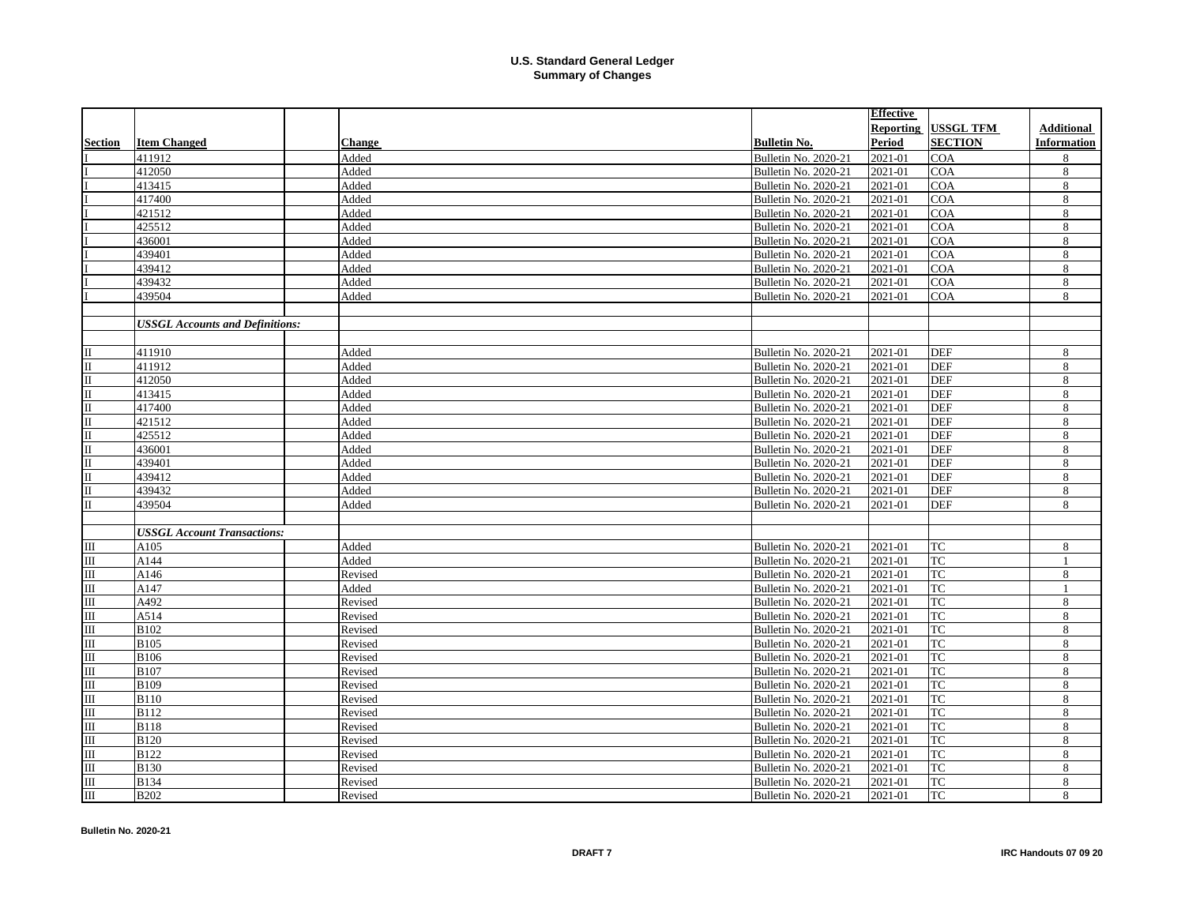# U.S. Standard General Ledger
## Summary of Changes

| Section | Item Changed | | Change | Bulletin No. | Effective Reporting Period | USSGL TFM SECTION | Additional Information |
|---|---|---|---|---|---|---|---|
| I | 411912 | | Added | Bulletin No. 2020-21 | 2021-01 | COA | 8 |
| I | 412050 | | Added | Bulletin No. 2020-21 | 2021-01 | COA | 8 |
| I | 413415 | | Added | Bulletin No. 2020-21 | 2021-01 | COA | 8 |
| I | 417400 | | Added | Bulletin No. 2020-21 | 2021-01 | COA | 8 |
| I | 421512 | | Added | Bulletin No. 2020-21 | 2021-01 | COA | 8 |
| I | 425512 | | Added | Bulletin No. 2020-21 | 2021-01 | COA | 8 |
| I | 436001 | | Added | Bulletin No. 2020-21 | 2021-01 | COA | 8 |
| I | 439401 | | Added | Bulletin No. 2020-21 | 2021-01 | COA | 8 |
| I | 439412 | | Added | Bulletin No. 2020-21 | 2021-01 | COA | 8 |
| I | 439432 | | Added | Bulletin No. 2020-21 | 2021-01 | COA | 8 |
| I | 439504 | | Added | Bulletin No. 2020-21 | 2021-01 | COA | 8 |
| | | | | | | | |
| | *USSGL Accounts and Definitions:* | | | | | | |
| | | | | | | | |
| II | 411910 | | Added | Bulletin No. 2020-21 | 2021-01 | DEF | 8 |
| II | 411912 | | Added | Bulletin No. 2020-21 | 2021-01 | DEF | 8 |
| II | 412050 | | Added | Bulletin No. 2020-21 | 2021-01 | DEF | 8 |
| II | 413415 | | Added | Bulletin No. 2020-21 | 2021-01 | DEF | 8 |
| II | 417400 | | Added | Bulletin No. 2020-21 | 2021-01 | DEF | 8 |
| II | 421512 | | Added | Bulletin No. 2020-21 | 2021-01 | DEF | 8 |
| II | 425512 | | Added | Bulletin No. 2020-21 | 2021-01 | DEF | 8 |
| II | 436001 | | Added | Bulletin No. 2020-21 | 2021-01 | DEF | 8 |
| II | 439401 | | Added | Bulletin No. 2020-21 | 2021-01 | DEF | 8 |
| II | 439412 | | Added | Bulletin No. 2020-21 | 2021-01 | DEF | 8 |
| II | 439432 | | Added | Bulletin No. 2020-21 | 2021-01 | DEF | 8 |
| II | 439504 | | Added | Bulletin No. 2020-21 | 2021-01 | DEF | 8 |
| | | | | | | | |
| | *USSGL Account Transactions:* | | | | | | |
| III | A105 | | Added | Bulletin No. 2020-21 | 2021-01 | TC | 8 |
| III | A144 | | Added | Bulletin No. 2020-21 | 2021-01 | TC | 1 |
| III | A146 | | Revised | Bulletin No. 2020-21 | 2021-01 | TC | 8 |
| III | A147 | | Added | Bulletin No. 2020-21 | 2021-01 | TC | 1 |
| III | A492 | | Revised | Bulletin No. 2020-21 | 2021-01 | TC | 8 |
| III | A514 | | Revised | Bulletin No. 2020-21 | 2021-01 | TC | 8 |
| III | B102 | | Revised | Bulletin No. 2020-21 | 2021-01 | TC | 8 |
| III | B105 | | Revised | Bulletin No. 2020-21 | 2021-01 | TC | 8 |
| III | B106 | | Revised | Bulletin No. 2020-21 | 2021-01 | TC | 8 |
| III | B107 | | Revised | Bulletin No. 2020-21 | 2021-01 | TC | 8 |
| III | B109 | | Revised | Bulletin No. 2020-21 | 2021-01 | TC | 8 |
| III | B110 | | Revised | Bulletin No. 2020-21 | 2021-01 | TC | 8 |
| III | B112 | | Revised | Bulletin No. 2020-21 | 2021-01 | TC | 8 |
| III | B118 | | Revised | Bulletin No. 2020-21 | 2021-01 | TC | 8 |
| III | B120 | | Revised | Bulletin No. 2020-21 | 2021-01 | TC | 8 |
| III | B122 | | Revised | Bulletin No. 2020-21 | 2021-01 | TC | 8 |
| III | B130 | | Revised | Bulletin No. 2020-21 | 2021-01 | TC | 8 |
| III | B134 | | Revised | Bulletin No. 2020-21 | 2021-01 | TC | 8 |
| III | B202 | | Revised | Bulletin No. 2020-21 | 2021-01 | TC | 8 |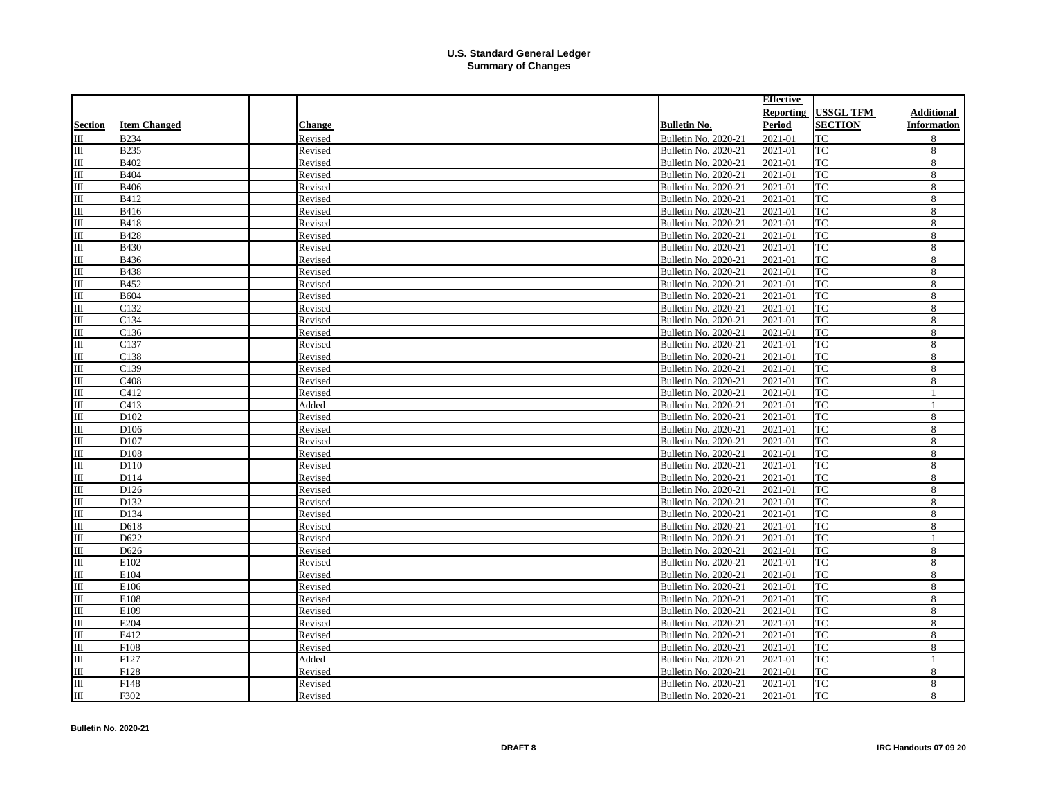# U.S. Standard General Ledger
## Summary of Changes

| Section | Item Changed | | Change | Bulletin No. | Effective Reporting Period | USSGL TFM SECTION | Additional Information |
|---|---|---|---|---|---|---|---|
| III | B234 | | Revised | Bulletin No. 2020-21 | 2021-01 | TC | 8 |
| III | B235 | | Revised | Bulletin No. 2020-21 | 2021-01 | TC | 8 |
| III | B402 | | Revised | Bulletin No. 2020-21 | 2021-01 | TC | 8 |
| III | B404 | | Revised | Bulletin No. 2020-21 | 2021-01 | TC | 8 |
| III | B406 | | Revised | Bulletin No. 2020-21 | 2021-01 | TC | 8 |
| III | B412 | | Revised | Bulletin No. 2020-21 | 2021-01 | TC | 8 |
| III | B416 | | Revised | Bulletin No. 2020-21 | 2021-01 | TC | 8 |
| III | B418 | | Revised | Bulletin No. 2020-21 | 2021-01 | TC | 8 |
| III | B428 | | Revised | Bulletin No. 2020-21 | 2021-01 | TC | 8 |
| III | B430 | | Revised | Bulletin No. 2020-21 | 2021-01 | TC | 8 |
| III | B436 | | Revised | Bulletin No. 2020-21 | 2021-01 | TC | 8 |
| III | B438 | | Revised | Bulletin No. 2020-21 | 2021-01 | TC | 8 |
| III | B452 | | Revised | Bulletin No. 2020-21 | 2021-01 | TC | 8 |
| III | B604 | | Revised | Bulletin No. 2020-21 | 2021-01 | TC | 8 |
| III | C132 | | Revised | Bulletin No. 2020-21 | 2021-01 | TC | 8 |
| III | C134 | | Revised | Bulletin No. 2020-21 | 2021-01 | TC | 8 |
| III | C136 | | Revised | Bulletin No. 2020-21 | 2021-01 | TC | 8 |
| III | C137 | | Revised | Bulletin No. 2020-21 | 2021-01 | TC | 8 |
| III | C138 | | Revised | Bulletin No. 2020-21 | 2021-01 | TC | 8 |
| III | C139 | | Revised | Bulletin No. 2020-21 | 2021-01 | TC | 8 |
| III | C408 | | Revised | Bulletin No. 2020-21 | 2021-01 | TC | 8 |
| III | C412 | | Revised | Bulletin No. 2020-21 | 2021-01 | TC | 1 |
| III | C413 | | Added | Bulletin No. 2020-21 | 2021-01 | TC | 1 |
| III | D102 | | Revised | Bulletin No. 2020-21 | 2021-01 | TC | 8 |
| III | D106 | | Revised | Bulletin No. 2020-21 | 2021-01 | TC | 8 |
| III | D107 | | Revised | Bulletin No. 2020-21 | 2021-01 | TC | 8 |
| III | D108 | | Revised | Bulletin No. 2020-21 | 2021-01 | TC | 8 |
| III | D110 | | Revised | Bulletin No. 2020-21 | 2021-01 | TC | 8 |
| III | D114 | | Revised | Bulletin No. 2020-21 | 2021-01 | TC | 8 |
| III | D126 | | Revised | Bulletin No. 2020-21 | 2021-01 | TC | 8 |
| III | D132 | | Revised | Bulletin No. 2020-21 | 2021-01 | TC | 8 |
| III | D134 | | Revised | Bulletin No. 2020-21 | 2021-01 | TC | 8 |
| III | D618 | | Revised | Bulletin No. 2020-21 | 2021-01 | TC | 8 |
| III | D622 | | Revised | Bulletin No. 2020-21 | 2021-01 | TC | 1 |
| III | D626 | | Revised | Bulletin No. 2020-21 | 2021-01 | TC | 8 |
| III | E102 | | Revised | Bulletin No. 2020-21 | 2021-01 | TC | 8 |
| III | E104 | | Revised | Bulletin No. 2020-21 | 2021-01 | TC | 8 |
| III | E106 | | Revised | Bulletin No. 2020-21 | 2021-01 | TC | 8 |
| III | E108 | | Revised | Bulletin No. 2020-21 | 2021-01 | TC | 8 |
| III | E109 | | Revised | Bulletin No. 2020-21 | 2021-01 | TC | 8 |
| III | E204 | | Revised | Bulletin No. 2020-21 | 2021-01 | TC | 8 |
| III | E412 | | Revised | Bulletin No. 2020-21 | 2021-01 | TC | 8 |
| III | F108 | | Revised | Bulletin No. 2020-21 | 2021-01 | TC | 8 |
| III | F127 | | Added | Bulletin No. 2020-21 | 2021-01 | TC | 1 |
| III | F128 | | Revised | Bulletin No. 2020-21 | 2021-01 | TC | 8 |
| III | F148 | | Revised | Bulletin No. 2020-21 | 2021-01 | TC | 8 |
| III | F302 | | Revised | Bulletin No. 2020-21 | 2021-01 | TC | 8 |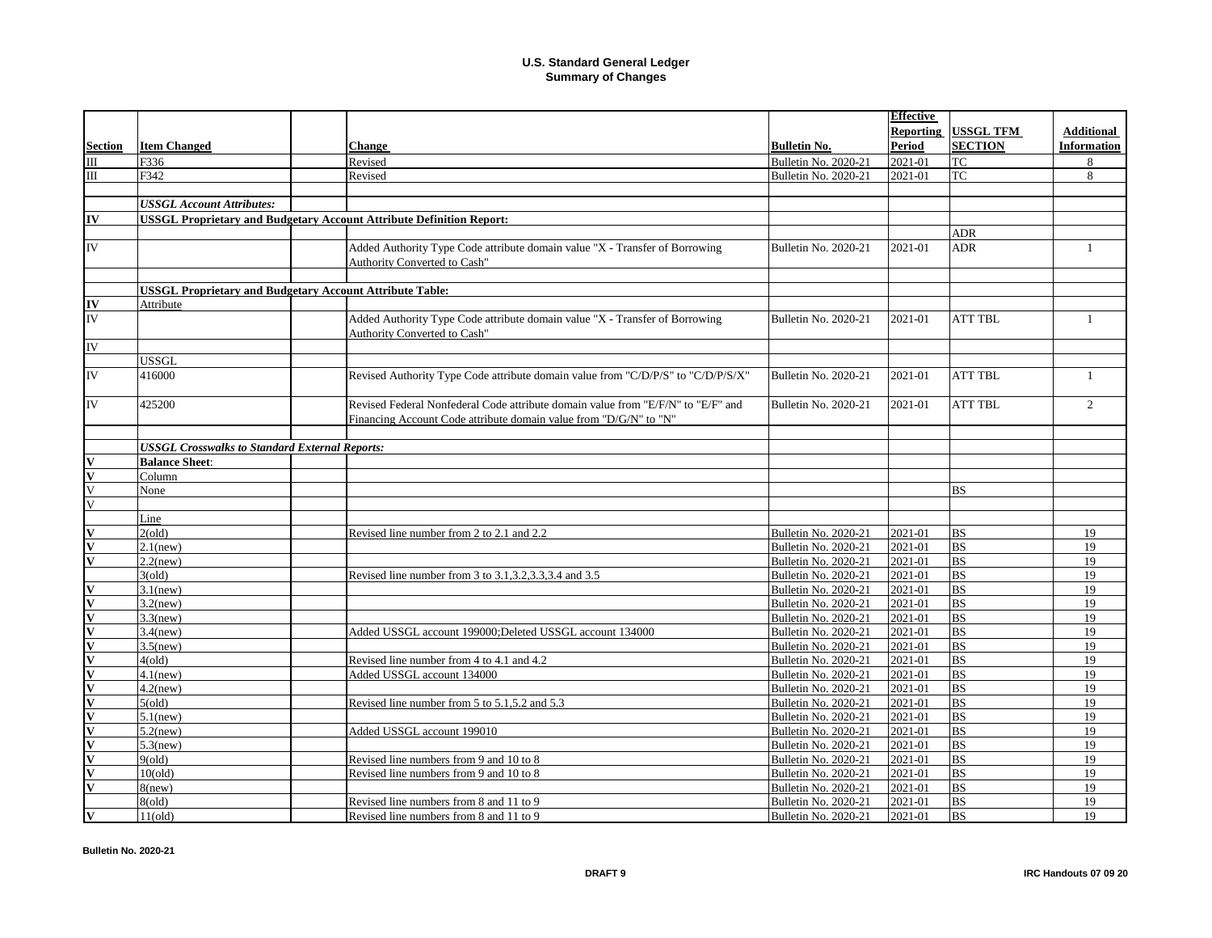# U.S. Standard General Ledger
## Summary of Changes

| Section | Item Changed | | Change | Bulletin No. | Effective Reporting Period | USSGL TFM SECTION | Additional Information |
|---|---|---|---|---|---|---|---|
| III | F336 | | Revised | Bulletin No. 2020-21 | 2021-01 | TC | 8 |
| III | F342 | | Revised | Bulletin No. 2020-21 | 2021-01 | TC | 8 |
| | | | | | | | |
| | ***USSGL Account Attributes:*** | | | | | | |
| **IV** | **USSGL Proprietary and Budgetary Account Attribute Definition Report:** | | | | | | |
| | | | | | | ADR | |
| IV | | | Added Authority Type Code attribute domain value "X - Transfer of Borrowing Authority Converted to Cash" | Bulletin No. 2020-21 | 2021-01 | ADR | 1 |
| | | | | | | | |
| | **USSGL Proprietary and Budgetary Account Attribute Table:** | | | | | | |
| **IV** | Attribute | | | | | | |
| IV | | | Added Authority Type Code attribute domain value "X - Transfer of Borrowing Authority Converted to Cash" | Bulletin No. 2020-21 | 2021-01 | ATT TBL | 1 |
| IV | | | | | | | |
| | USSGL | | | | | | |
| IV | 416000 | | Revised Authority Type Code attribute domain value from "C/D/P/S" to "C/D/P/S/X" | Bulletin No. 2020-21 | 2021-01 | ATT TBL | 1 |
| IV | 425200 | | Revised Federal Nonfederal Code attribute domain value from "E/F/N" to "E/F" and Financing Account Code attribute domain value from "D/G/N" to "N" | Bulletin No. 2020-21 | 2021-01 | ATT TBL | 2 |
| | | | | | | | |
| | ***USSGL Crosswalks to Standard External Reports:*** | | | | | | |
| **V** | **Balance Sheet**: | | | | | | |
| **V** | Column | | | | | | |
| V | None | | | | | BS | |
| V | | | | | | | |
| | Line | | | | | | |
| **V** | 2(old) | | Revised line number from 2 to 2.1 and 2.2 | Bulletin No. 2020-21 | 2021-01 | BS | 19 |
| **V** | 2.1(new) | | | Bulletin No. 2020-21 | 2021-01 | BS | 19 |
| **V** | 2.2(new) | | | Bulletin No. 2020-21 | 2021-01 | BS | 19 |
| | 3(old) | | Revised line number from 3 to 3.1,3.2,3.3,3.4 and 3.5 | Bulletin No. 2020-21 | 2021-01 | BS | 19 |
| **V** | 3.1(new) | | | Bulletin No. 2020-21 | 2021-01 | BS | 19 |
| **V** | 3.2(new) | | | Bulletin No. 2020-21 | 2021-01 | BS | 19 |
| **V** | 3.3(new) | | | Bulletin No. 2020-21 | 2021-01 | BS | 19 |
| **V** | 3.4(new) | | Added USSGL account 199000;Deleted USSGL account 134000 | Bulletin No. 2020-21 | 2021-01 | BS | 19 |
| **V** | 3.5(new) | | | Bulletin No. 2020-21 | 2021-01 | BS | 19 |
| **V** | 4(old) | | Revised line number from 4 to 4.1 and 4.2 | Bulletin No. 2020-21 | 2021-01 | BS | 19 |
| **V** | 4.1(new) | | Added USSGL account 134000 | Bulletin No. 2020-21 | 2021-01 | BS | 19 |
| **V** | 4.2(new) | | | Bulletin No. 2020-21 | 2021-01 | BS | 19 |
| **V** | 5(old) | | Revised line number from 5 to 5.1,5.2 and 5.3 | Bulletin No. 2020-21 | 2021-01 | BS | 19 |
| **V** | 5.1(new) | | | Bulletin No. 2020-21 | 2021-01 | BS | 19 |
| **V** | 5.2(new) | | Added USSGL account 199010 | Bulletin No. 2020-21 | 2021-01 | BS | 19 |
| **V** | 5.3(new) | | | Bulletin No. 2020-21 | 2021-01 | BS | 19 |
| **V** | 9(old) | | Revised line numbers from 9 and 10 to 8 | Bulletin No. 2020-21 | 2021-01 | BS | 19 |
| **V** | 10(old) | | Revised line numbers from 9 and 10 to 8 | Bulletin No. 2020-21 | 2021-01 | BS | 19 |
| **V** | 8(new) | | | Bulletin No. 2020-21 | 2021-01 | BS | 19 |
| | 8(old) | | Revised line numbers from 8 and 11 to 9 | Bulletin No. 2020-21 | 2021-01 | BS | 19 |
| **V** | 11(old) | | Revised line numbers from 8 and 11 to 9 | Bulletin No. 2020-21 | 2021-01 | BS | 19 |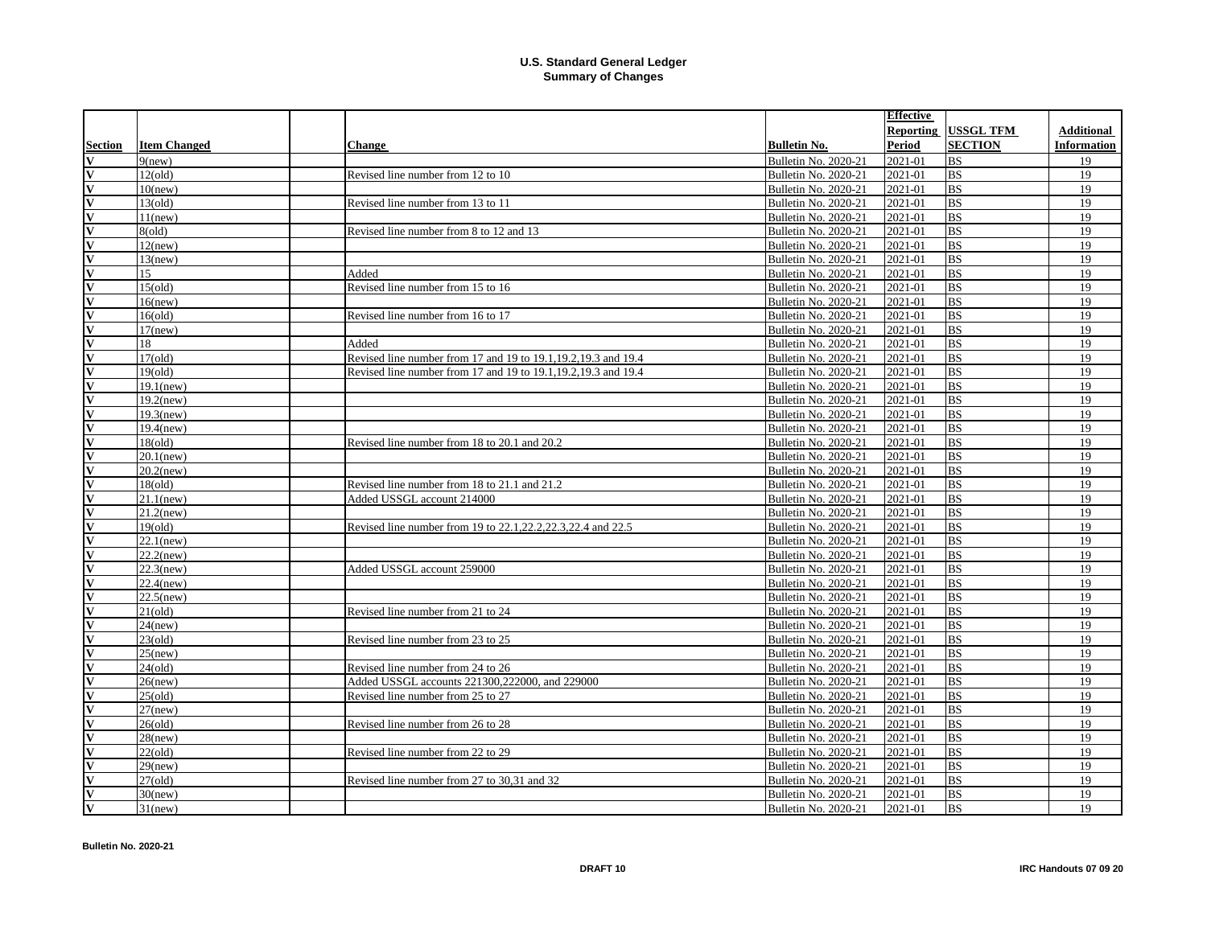**U.S. Standard General Ledger**
**Summary of Changes**

| Section | Item Changed | | Change | Bulletin No. | Effective Reporting Period | USSGL TFM SECTION | Additional Information |
|---|---|---|---|---|---|---|---|
| V | 9(new) | | | Bulletin No. 2020-21 | 2021-01 | BS | 19 |
| V | 12(old) | | Revised line number from 12 to 10 | Bulletin No. 2020-21 | 2021-01 | BS | 19 |
| V | 10(new) | | | Bulletin No. 2020-21 | 2021-01 | BS | 19 |
| V | 13(old) | | Revised line number from 13 to 11 | Bulletin No. 2020-21 | 2021-01 | BS | 19 |
| V | 11(new) | | | Bulletin No. 2020-21 | 2021-01 | BS | 19 |
| V | 8(old) | | Revised line number from 8 to 12 and 13 | Bulletin No. 2020-21 | 2021-01 | BS | 19 |
| V | 12(new) | | | Bulletin No. 2020-21 | 2021-01 | BS | 19 |
| V | 13(new) | | | Bulletin No. 2020-21 | 2021-01 | BS | 19 |
| V | 15 | | Added | Bulletin No. 2020-21 | 2021-01 | BS | 19 |
| V | 15(old) | | Revised line number from 15 to 16 | Bulletin No. 2020-21 | 2021-01 | BS | 19 |
| V | 16(new) | | | Bulletin No. 2020-21 | 2021-01 | BS | 19 |
| V | 16(old) | | Revised line number from 16 to 17 | Bulletin No. 2020-21 | 2021-01 | BS | 19 |
| V | 17(new) | | | Bulletin No. 2020-21 | 2021-01 | BS | 19 |
| V | 18 | | Added | Bulletin No. 2020-21 | 2021-01 | BS | 19 |
| V | 17(old) | | Revised line number from 17 and 19 to 19.1,19.2,19.3 and 19.4 | Bulletin No. 2020-21 | 2021-01 | BS | 19 |
| V | 19(old) | | Revised line number from 17 and 19 to 19.1,19.2,19.3 and 19.4 | Bulletin No. 2020-21 | 2021-01 | BS | 19 |
| V | 19.1(new) | | | Bulletin No. 2020-21 | 2021-01 | BS | 19 |
| V | 19.2(new) | | | Bulletin No. 2020-21 | 2021-01 | BS | 19 |
| V | 19.3(new) | | | Bulletin No. 2020-21 | 2021-01 | BS | 19 |
| V | 19.4(new) | | | Bulletin No. 2020-21 | 2021-01 | BS | 19 |
| V | 18(old) | | Revised line number from 18 to 20.1 and 20.2 | Bulletin No. 2020-21 | 2021-01 | BS | 19 |
| V | 20.1(new) | | | Bulletin No. 2020-21 | 2021-01 | BS | 19 |
| V | 20.2(new) | | | Bulletin No. 2020-21 | 2021-01 | BS | 19 |
| V | 18(old) | | Revised line number from 18 to 21.1 and 21.2 | Bulletin No. 2020-21 | 2021-01 | BS | 19 |
| V | 21.1(new) | | Added USSGL account 214000 | Bulletin No. 2020-21 | 2021-01 | BS | 19 |
| V | 21.2(new) | | | Bulletin No. 2020-21 | 2021-01 | BS | 19 |
| V | 19(old) | | Revised line number from 19 to 22.1,22.2,22.3,22.4 and 22.5 | Bulletin No. 2020-21 | 2021-01 | BS | 19 |
| V | 22.1(new) | | | Bulletin No. 2020-21 | 2021-01 | BS | 19 |
| V | 22.2(new) | | | Bulletin No. 2020-21 | 2021-01 | BS | 19 |
| V | 22.3(new) | | Added USSGL account 259000 | Bulletin No. 2020-21 | 2021-01 | BS | 19 |
| V | 22.4(new) | | | Bulletin No. 2020-21 | 2021-01 | BS | 19 |
| V | 22.5(new) | | | Bulletin No. 2020-21 | 2021-01 | BS | 19 |
| V | 21(old) | | Revised line number from 21 to 24 | Bulletin No. 2020-21 | 2021-01 | BS | 19 |
| V | 24(new) | | | Bulletin No. 2020-21 | 2021-01 | BS | 19 |
| V | 23(old) | | Revised line number from 23 to 25 | Bulletin No. 2020-21 | 2021-01 | BS | 19 |
| V | 25(new) | | | Bulletin No. 2020-21 | 2021-01 | BS | 19 |
| V | 24(old) | | Revised line number from 24 to 26 | Bulletin No. 2020-21 | 2021-01 | BS | 19 |
| V | 26(new) | | Added USSGL accounts 221300,222000, and 229000 | Bulletin No. 2020-21 | 2021-01 | BS | 19 |
| V | 25(old) | | Revised line number from 25 to 27 | Bulletin No. 2020-21 | 2021-01 | BS | 19 |
| V | 27(new) | | | Bulletin No. 2020-21 | 2021-01 | BS | 19 |
| V | 26(old) | | Revised line number from 26 to 28 | Bulletin No. 2020-21 | 2021-01 | BS | 19 |
| V | 28(new) | | | Bulletin No. 2020-21 | 2021-01 | BS | 19 |
| V | 22(old) | | Revised line number from 22 to 29 | Bulletin No. 2020-21 | 2021-01 | BS | 19 |
| V | 29(new) | | | Bulletin No. 2020-21 | 2021-01 | BS | 19 |
| V | 27(old) | | Revised line number from 27 to 30,31 and 32 | Bulletin No. 2020-21 | 2021-01 | BS | 19 |
| V | 30(new) | | | Bulletin No. 2020-21 | 2021-01 | BS | 19 |
| V | 31(new) | | | Bulletin No. 2020-21 | 2021-01 | BS | 19 |

**Bulletin No. 2020-21** **DRAFT 10** **IRC Handouts 07 09 20**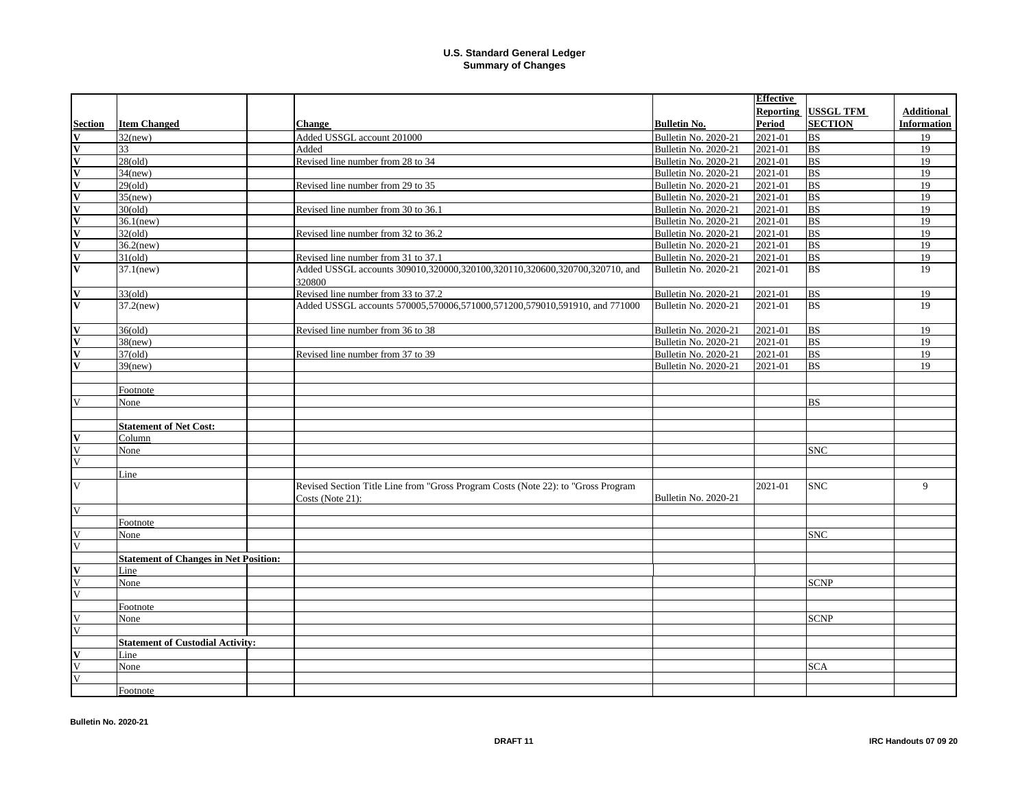**U.S. Standard General Ledger**
**Summary of Changes**

| Section | Item Changed | | Change | Bulletin No. | Effective Reporting Period | USSGL TFM SECTION | Additional Information |
|---|---|---|---|---|---|---|---|
| V | 32(new) | | Added USSGL account 201000 | Bulletin No. 2020-21 | 2021-01 | BS | 19 |
| V | 33 | | Added | Bulletin No. 2020-21 | 2021-01 | BS | 19 |
| V | 28(old) | | Revised line number from 28 to 34 | Bulletin No. 2020-21 | 2021-01 | BS | 19 |
| V | 34(new) | | | Bulletin No. 2020-21 | 2021-01 | BS | 19 |
| V | 29(old) | | Revised line number from 29 to 35 | Bulletin No. 2020-21 | 2021-01 | BS | 19 |
| V | 35(new) | | | Bulletin No. 2020-21 | 2021-01 | BS | 19 |
| V | 30(old) | | Revised line number from 30 to 36.1 | Bulletin No. 2020-21 | 2021-01 | BS | 19 |
| V | 36.1(new) | | | Bulletin No. 2020-21 | 2021-01 | BS | 19 |
| V | 32(old) | | Revised line number from 32 to 36.2 | Bulletin No. 2020-21 | 2021-01 | BS | 19 |
| V | 36.2(new) | | | Bulletin No. 2020-21 | 2021-01 | BS | 19 |
| V | 31(old) | | Revised line number from 31 to 37.1 | Bulletin No. 2020-21 | 2021-01 | BS | 19 |
| V | 37.1(new) | | Added USSGL accounts 309010,320000,320100,320110,320600,320700,320710, and 320800 | Bulletin No. 2020-21 | 2021-01 | BS | 19 |
| V | 33(old) | | Revised line number from 33 to 37.2 | Bulletin No. 2020-21 | 2021-01 | BS | 19 |
| V | 37.2(new) | | Added USSGL accounts 570005,570006,571000,571200,579010,591910, and 771000 | Bulletin No. 2020-21 | 2021-01 | BS | 19 |
| V | 36(old) | | Revised line number from 36 to 38 | Bulletin No. 2020-21 | 2021-01 | BS | 19 |
| V | 38(new) | | | Bulletin No. 2020-21 | 2021-01 | BS | 19 |
| V | 37(old) | | Revised line number from 37 to 39 | Bulletin No. 2020-21 | 2021-01 | BS | 19 |
| V | 39(new) | | | Bulletin No. 2020-21 | 2021-01 | BS | 19 |
| | | | | | | | |
| | Footnote | | | | | | |
| V | None | | | | | BS | |
| | | | | | | | |
| | **Statement of Net Cost:** | | | | | | |
| V | Column | | | | | | |
| V | None | | | | | SNC | |
| V | | | | | | | |
| | Line | | | | | | |
| V | | | Revised Section Title Line from "Gross Program Costs (Note 22): to "Gross Program Costs (Note 21): | Bulletin No. 2020-21 | 2021-01 | SNC | 9 |
| V | | | | | | | |
| | Footnote | | | | | | |
| V | None | | | | | SNC | |
| V | | | | | | | |
| | **Statement of Changes in Net Position:** | | | | | | |
| V | Line | | | | | | |
| V | None | | | | | SCNP | |
| V | | | | | | | |
| | Footnote | | | | | | |
| V | None | | | | | SCNP | |
| V | | | | | | | |
| | **Statement of Custodial Activity:** | | | | | | |
| V | Line | | | | | | |
| V | None | | | | | SCA | |
| V | | | | | | | |
| | Footnote | | | | | | |

Bulletin No. 2020-21 DRAFT 11 IRC Handouts 07 09 20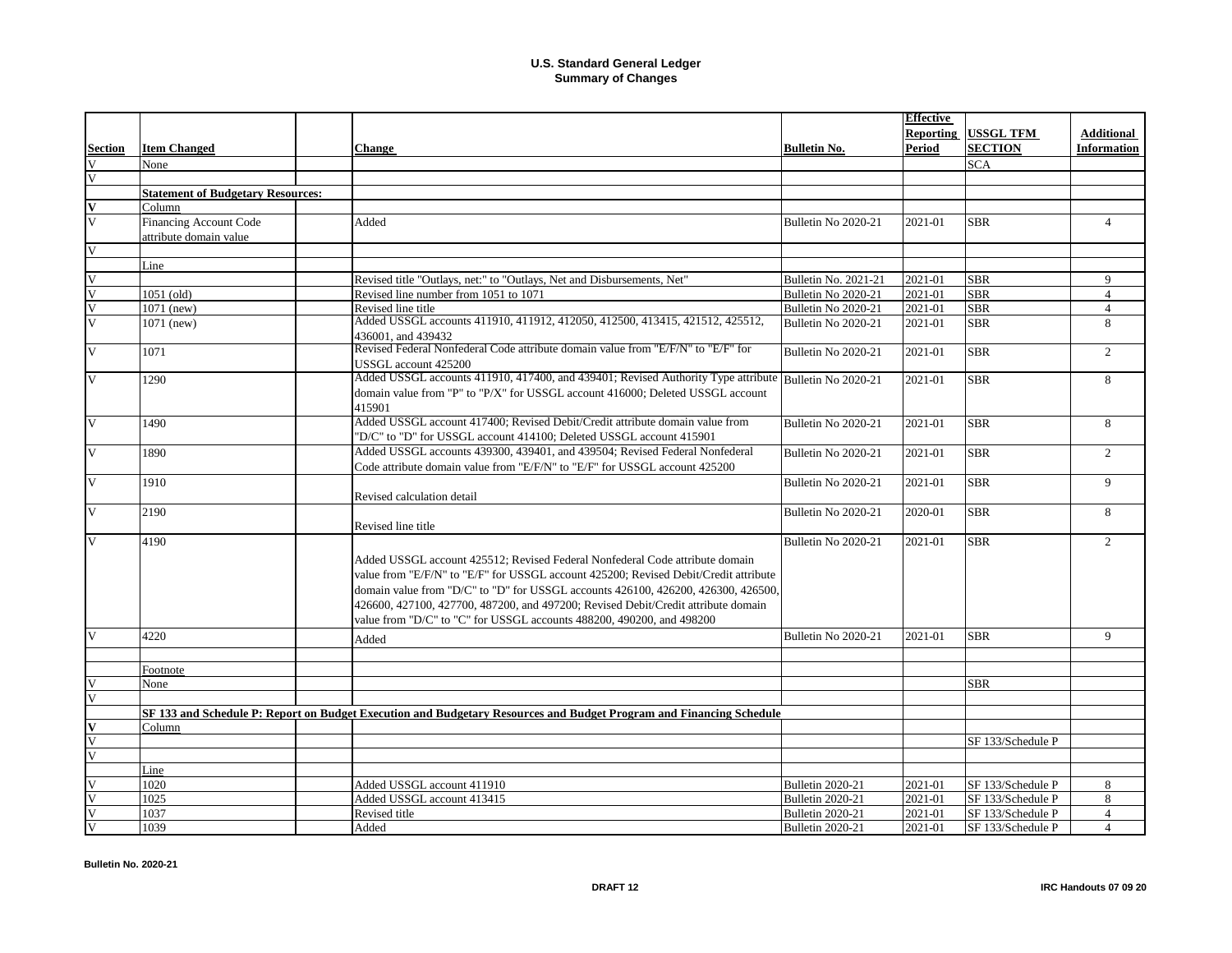# U.S. Standard General Ledger
## Summary of Changes

| Section | Item Changed | | Change | Bulletin No. | Effective Reporting Period | USSGL TFM SECTION | Additional Information |
|---|---|---|---|---|---|---|---|
| V | None | | | | | SCA | |
| V | | | | | | | |
| | **Statement of Budgetary Resources:** | | | | | | |
| **V** | Column | | | | | | |
| V | Financing Account Code attribute domain value | | Added | Bulletin No 2020-21 | 2021-01 | SBR | 4 |
| V | | | | | | | |
| | Line | | | | | | |
| V | | | Revised title "Outlays, net:" to "Outlays, Net and Disbursements, Net" | Bulletin No. 2021-21 | 2021-01 | SBR | 9 |
| V | 1051 (old) | | Revised line number from 1051 to 1071 | Bulletin No 2020-21 | 2021-01 | SBR | 4 |
| V | 1071 (new) | | Revised line title | Bulletin No 2020-21 | 2021-01 | SBR | 4 |
| V | 1071 (new) | | Added USSGL accounts 411910, 411912, 412050, 412500, 413415, 421512, 425512, 436001, and 439432 | Bulletin No 2020-21 | 2021-01 | SBR | 8 |
| V | 1071 | | Revised Federal Nonfederal Code attribute domain value from "E/F/N" to "E/F" for USSGL account 425200 | Bulletin No 2020-21 | 2021-01 | SBR | 2 |
| V | 1290 | | Added USSGL accounts 411910, 417400, and 439401; Revised Authority Type attribute domain value from "P" to "P/X" for USSGL account 416000; Deleted USSGL account 415901 | Bulletin No 2020-21 | 2021-01 | SBR | 8 |
| V | 1490 | | Added USSGL account 417400; Revised Debit/Credit attribute domain value from "D/C" to "D" for USSGL account 414100; Deleted USSGL account 415901 | Bulletin No 2020-21 | 2021-01 | SBR | 8 |
| V | 1890 | | Added USSGL accounts 439300, 439401, and 439504; Revised Federal Nonfederal Code attribute domain value from "E/F/N" to "E/F" for USSGL account 425200 | Bulletin No 2020-21 | 2021-01 | SBR | 2 |
| V | 1910 | | Revised calculation detail | Bulletin No 2020-21 | 2021-01 | SBR | 9 |
| V | 2190 | | Revised line title | Bulletin No 2020-21 | 2020-01 | SBR | 8 |
| V | 4190 | | Added USSGL account 425512; Revised Federal Nonfederal Code attribute domain value from "E/F/N" to "E/F" for USSGL account 425200; Revised Debit/Credit attribute domain value from "D/C" to "D" for USSGL accounts 426100, 426200, 426300, 426500, 426600, 427100, 427700, 487200, and 497200; Revised Debit/Credit attribute domain value from "D/C" to "C" for USSGL accounts 488200, 490200, and 498200 | Bulletin No 2020-21 | 2021-01 | SBR | 2 |
| V | 4220 | | Added | Bulletin No 2020-21 | 2021-01 | SBR | 9 |
| | | | | | | | |
| | Footnote | | | | | | |
| V | None | | | | | SBR | |
| V | | | | | | | |
| | **SF 133 and Schedule P: Report on Budget Execution and Budgetary Resources and Budget Program and Financing Schedule** | | | | | | |
| **V** | Column | | | | | | |
| V | | | | | | SF 133/Schedule P | |
| V | | | | | | | |
| | Line | | | | | | |
| V | 1020 | | Added USSGL account 411910 | Bulletin 2020-21 | 2021-01 | SF 133/Schedule P | 8 |
| V | 1025 | | Added USSGL account 413415 | Bulletin 2020-21 | 2021-01 | SF 133/Schedule P | 8 |
| V | 1037 | | Revised title | Bulletin 2020-21 | 2021-01 | SF 133/Schedule P | 4 |
| V | 1039 | | Added | Bulletin 2020-21 | 2021-01 | SF 133/Schedule P | 4 |

Bulletin No. 2020-21

DRAFT 12

IRC Handouts 07 09 20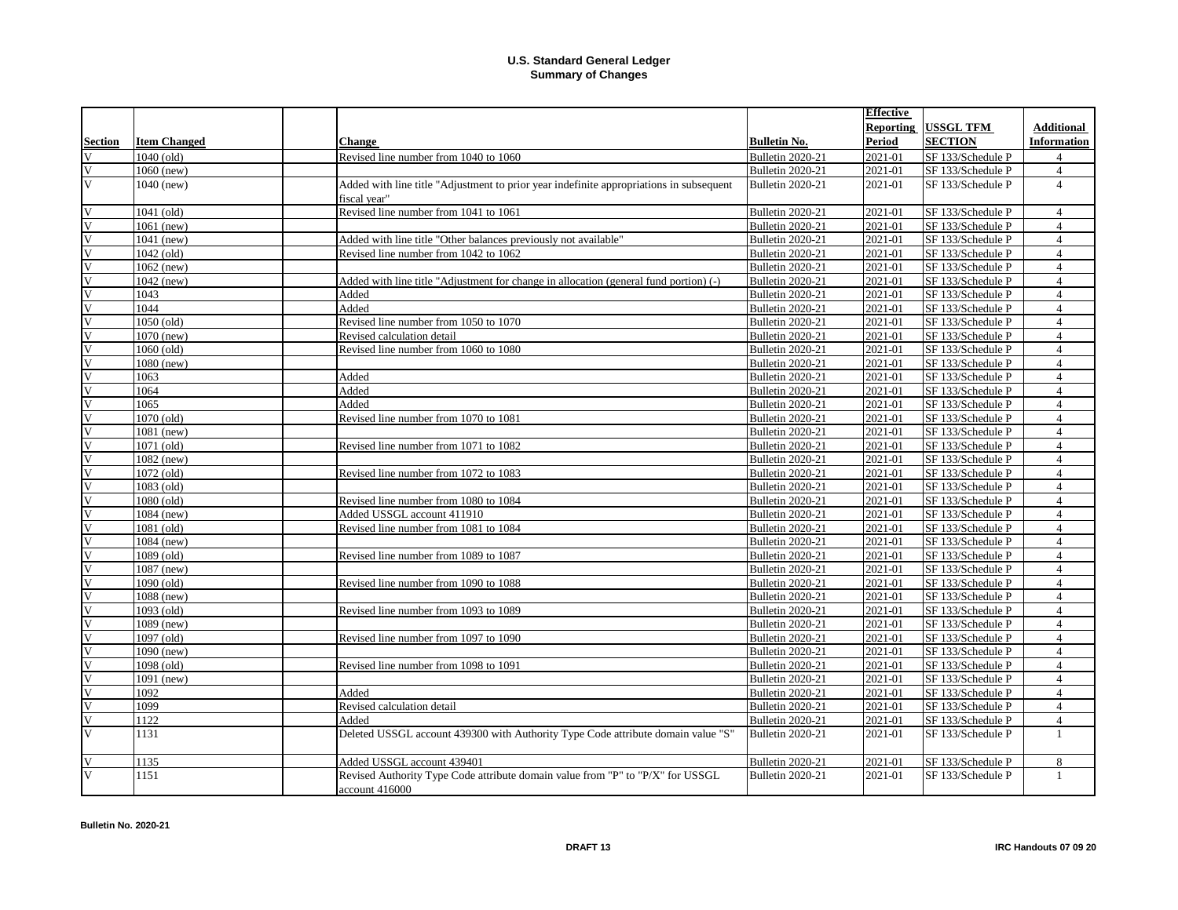# U.S. Standard General Ledger
## Summary of Changes

| Section | Item Changed | | Change | Bulletin No. | Effective Reporting Period | USSGL TFM SECTION | Additional Information |
|---|---|---|---|---|---|---|---|
| V | 1040 (old) | | Revised line number from 1040 to 1060 | Bulletin 2020-21 | 2021-01 | SF 133/Schedule P | 4 |
| V | 1060 (new) | | | Bulletin 2020-21 | 2021-01 | SF 133/Schedule P | 4 |
| V | 1040 (new) | | Added with line title "Adjustment to prior year indefinite appropriations in subsequent fiscal year" | Bulletin 2020-21 | 2021-01 | SF 133/Schedule P | 4 |
| V | 1041 (old) | | Revised line number from 1041 to 1061 | Bulletin 2020-21 | 2021-01 | SF 133/Schedule P | 4 |
| V | 1061 (new) | | | Bulletin 2020-21 | 2021-01 | SF 133/Schedule P | 4 |
| V | 1041 (new) | | Added with line title "Other balances previously not available" | Bulletin 2020-21 | 2021-01 | SF 133/Schedule P | 4 |
| V | 1042 (old) | | Revised line number from 1042 to 1062 | Bulletin 2020-21 | 2021-01 | SF 133/Schedule P | 4 |
| V | 1062 (new) | | | Bulletin 2020-21 | 2021-01 | SF 133/Schedule P | 4 |
| V | 1042 (new) | | Added with line title "Adjustment for change in allocation (general fund portion) (-) | Bulletin 2020-21 | 2021-01 | SF 133/Schedule P | 4 |
| V | 1043 | | Added | Bulletin 2020-21 | 2021-01 | SF 133/Schedule P | 4 |
| V | 1044 | | Added | Bulletin 2020-21 | 2021-01 | SF 133/Schedule P | 4 |
| V | 1050 (old) | | Revised line number from 1050 to 1070 | Bulletin 2020-21 | 2021-01 | SF 133/Schedule P | 4 |
| V | 1070 (new) | | Revised calculation detail | Bulletin 2020-21 | 2021-01 | SF 133/Schedule P | 4 |
| V | 1060 (old) | | Revised line number from 1060 to 1080 | Bulletin 2020-21 | 2021-01 | SF 133/Schedule P | 4 |
| V | 1080 (new) | | | Bulletin 2020-21 | 2021-01 | SF 133/Schedule P | 4 |
| V | 1063 | | Added | Bulletin 2020-21 | 2021-01 | SF 133/Schedule P | 4 |
| V | 1064 | | Added | Bulletin 2020-21 | 2021-01 | SF 133/Schedule P | 4 |
| V | 1065 | | Added | Bulletin 2020-21 | 2021-01 | SF 133/Schedule P | 4 |
| V | 1070 (old) | | Revised line number from 1070 to 1081 | Bulletin 2020-21 | 2021-01 | SF 133/Schedule P | 4 |
| V | 1081 (new) | | | Bulletin 2020-21 | 2021-01 | SF 133/Schedule P | 4 |
| V | 1071 (old) | | Revised line number from 1071 to 1082 | Bulletin 2020-21 | 2021-01 | SF 133/Schedule P | 4 |
| V | 1082 (new) | | | Bulletin 2020-21 | 2021-01 | SF 133/Schedule P | 4 |
| V | 1072 (old) | | Revised line number from 1072 to 1083 | Bulletin 2020-21 | 2021-01 | SF 133/Schedule P | 4 |
| V | 1083 (old) | | | Bulletin 2020-21 | 2021-01 | SF 133/Schedule P | 4 |
| V | 1080 (old) | | Revised line number from 1080 to 1084 | Bulletin 2020-21 | 2021-01 | SF 133/Schedule P | 4 |
| V | 1084 (new) | | Added USSGL account 411910 | Bulletin 2020-21 | 2021-01 | SF 133/Schedule P | 4 |
| V | 1081 (old) | | Revised line number from 1081 to 1084 | Bulletin 2020-21 | 2021-01 | SF 133/Schedule P | 4 |
| V | 1084 (new) | | | Bulletin 2020-21 | 2021-01 | SF 133/Schedule P | 4 |
| V | 1089 (old) | | Revised line number from 1089 to 1087 | Bulletin 2020-21 | 2021-01 | SF 133/Schedule P | 4 |
| V | 1087 (new) | | | Bulletin 2020-21 | 2021-01 | SF 133/Schedule P | 4 |
| V | 1090 (old) | | Revised line number from 1090 to 1088 | Bulletin 2020-21 | 2021-01 | SF 133/Schedule P | 4 |
| V | 1088 (new) | | | Bulletin 2020-21 | 2021-01 | SF 133/Schedule P | 4 |
| V | 1093 (old) | | Revised line number from 1093 to 1089 | Bulletin 2020-21 | 2021-01 | SF 133/Schedule P | 4 |
| V | 1089 (new) | | | Bulletin 2020-21 | 2021-01 | SF 133/Schedule P | 4 |
| V | 1097 (old) | | Revised line number from 1097 to 1090 | Bulletin 2020-21 | 2021-01 | SF 133/Schedule P | 4 |
| V | 1090 (new) | | | Bulletin 2020-21 | 2021-01 | SF 133/Schedule P | 4 |
| V | 1098 (old) | | Revised line number from 1098 to 1091 | Bulletin 2020-21 | 2021-01 | SF 133/Schedule P | 4 |
| V | 1091 (new) | | | Bulletin 2020-21 | 2021-01 | SF 133/Schedule P | 4 |
| V | 1092 | | Added | Bulletin 2020-21 | 2021-01 | SF 133/Schedule P | 4 |
| V | 1099 | | Revised calculation detail | Bulletin 2020-21 | 2021-01 | SF 133/Schedule P | 4 |
| V | 1122 | | Added | Bulletin 2020-21 | 2021-01 | SF 133/Schedule P | 4 |
| V | 1131 | | Deleted USSGL account 439300 with Authority Type Code attribute domain value "S" | Bulletin 2020-21 | 2021-01 | SF 133/Schedule P | 1 |
| V | 1135 | | Added USSGL account 439401 | Bulletin 2020-21 | 2021-01 | SF 133/Schedule P | 8 |
| V | 1151 | | Revised Authority Type Code attribute domain value from "P" to "P/X" for USSGL account 416000 | Bulletin 2020-21 | 2021-01 | SF 133/Schedule P | 1 |

Bulletin No. 2020-21

DRAFT 13

IRC Handouts 07 09 20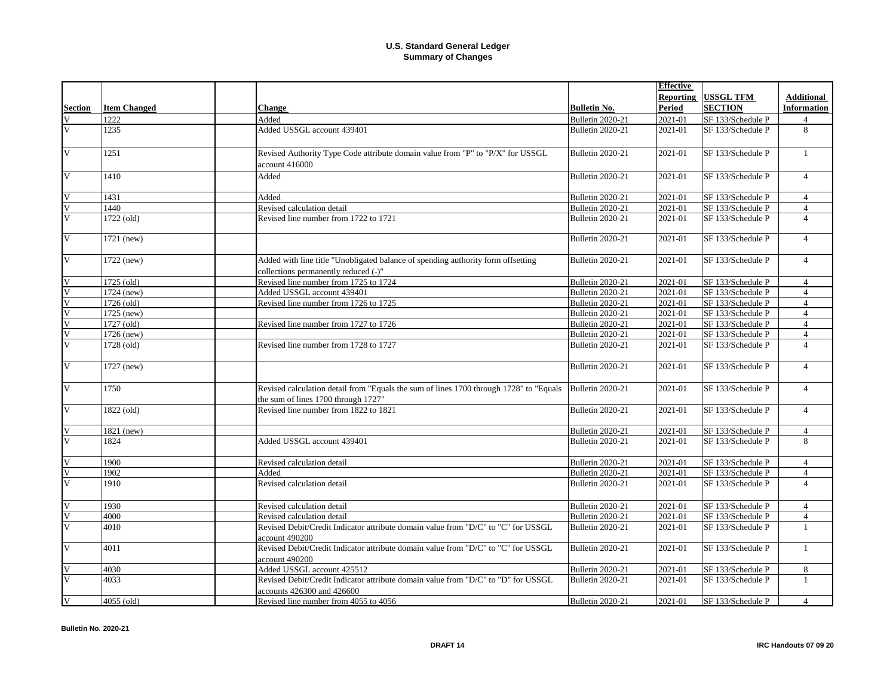## U.S. Standard General Ledger
## Summary of Changes

| Section | Item Changed | | Change | Bulletin No. | Effective Reporting Period | USSGL TFM SECTION | Additional Information |
|---|---|---|---|---|---|---|---|
| V | 1222 | | Added | Bulletin 2020-21 | 2021-01 | SF 133/Schedule P | 4 |
| V | 1235 | | Added USSGL account 439401 | Bulletin 2020-21 | 2021-01 | SF 133/Schedule P | 8 |
| V | 1251 | | Revised Authority Type Code attribute domain value from "P" to "P/X" for USSGL account 416000 | Bulletin 2020-21 | 2021-01 | SF 133/Schedule P | 1 |
| V | 1410 | | Added | Bulletin 2020-21 | 2021-01 | SF 133/Schedule P | 4 |
| V | 1431 | | Added | Bulletin 2020-21 | 2021-01 | SF 133/Schedule P | 4 |
| V | 1440 | | Revised calculation detail | Bulletin 2020-21 | 2021-01 | SF 133/Schedule P | 4 |
| V | 1722 (old) | | Revised line number from 1722 to 1721 | Bulletin 2020-21 | 2021-01 | SF 133/Schedule P | 4 |
| V | 1721 (new) | | | Bulletin 2020-21 | 2021-01 | SF 133/Schedule P | 4 |
| V | 1722 (new) | | Added with line title "Unobligated balance of spending authority form offsetting collections permanently reduced (-)" | Bulletin 2020-21 | 2021-01 | SF 133/Schedule P | 4 |
| V | 1725 (old) | | Revised line number from 1725 to 1724 | Bulletin 2020-21 | 2021-01 | SF 133/Schedule P | 4 |
| V | 1724 (new) | | Added USSGL account 439401 | Bulletin 2020-21 | 2021-01 | SF 133/Schedule P | 4 |
| V | 1726 (old) | | Revised line number from 1726 to 1725 | Bulletin 2020-21 | 2021-01 | SF 133/Schedule P | 4 |
| V | 1725 (new) | | | Bulletin 2020-21 | 2021-01 | SF 133/Schedule P | 4 |
| V | 1727 (old) | | Revised line number from 1727 to 1726 | Bulletin 2020-21 | 2021-01 | SF 133/Schedule P | 4 |
| V | 1726 (new) | | | Bulletin 2020-21 | 2021-01 | SF 133/Schedule P | 4 |
| V | 1728 (old) | | Revised line number from 1728 to 1727 | Bulletin 2020-21 | 2021-01 | SF 133/Schedule P | 4 |
| V | 1727 (new) | | | Bulletin 2020-21 | 2021-01 | SF 133/Schedule P | 4 |
| V | 1750 | | Revised calculation detail from "Equals the sum of lines 1700 through 1728" to "Equals the sum of lines 1700 through 1727" | Bulletin 2020-21 | 2021-01 | SF 133/Schedule P | 4 |
| V | 1822 (old) | | Revised line number from 1822 to 1821 | Bulletin 2020-21 | 2021-01 | SF 133/Schedule P | 4 |
| V | 1821 (new) | | | Bulletin 2020-21 | 2021-01 | SF 133/Schedule P | 4 |
| V | 1824 | | Added USSGL account 439401 | Bulletin 2020-21 | 2021-01 | SF 133/Schedule P | 8 |
| V | 1900 | | Revised calculation detail | Bulletin 2020-21 | 2021-01 | SF 133/Schedule P | 4 |
| V | 1902 | | Added | Bulletin 2020-21 | 2021-01 | SF 133/Schedule P | 4 |
| V | 1910 | | Revised calculation detail | Bulletin 2020-21 | 2021-01 | SF 133/Schedule P | 4 |
| V | 1930 | | Revised calculation detail | Bulletin 2020-21 | 2021-01 | SF 133/Schedule P | 4 |
| V | 4000 | | Revised calculation detail | Bulletin 2020-21 | 2021-01 | SF 133/Schedule P | 4 |
| V | 4010 | | Revised Debit/Credit Indicator attribute domain value from "D/C" to "C" for USSGL account 490200 | Bulletin 2020-21 | 2021-01 | SF 133/Schedule P | 1 |
| V | 4011 | | Revised Debit/Credit Indicator attribute domain value from "D/C" to "C" for USSGL account 490200 | Bulletin 2020-21 | 2021-01 | SF 133/Schedule P | 1 |
| V | 4030 | | Added USSGL account 425512 | Bulletin 2020-21 | 2021-01 | SF 133/Schedule P | 8 |
| V | 4033 | | Revised Debit/Credit Indicator attribute domain value from "D/C" to "D" for USSGL accounts 426300 and 426600 | Bulletin 2020-21 | 2021-01 | SF 133/Schedule P | 1 |
| V | 4055 (old) | | Revised line number from 4055 to 4056 | Bulletin 2020-21 | 2021-01 | SF 133/Schedule P | 4 |

**Bulletin No. 2020-21** **DRAFT 14** **IRC Handouts 07 09 20**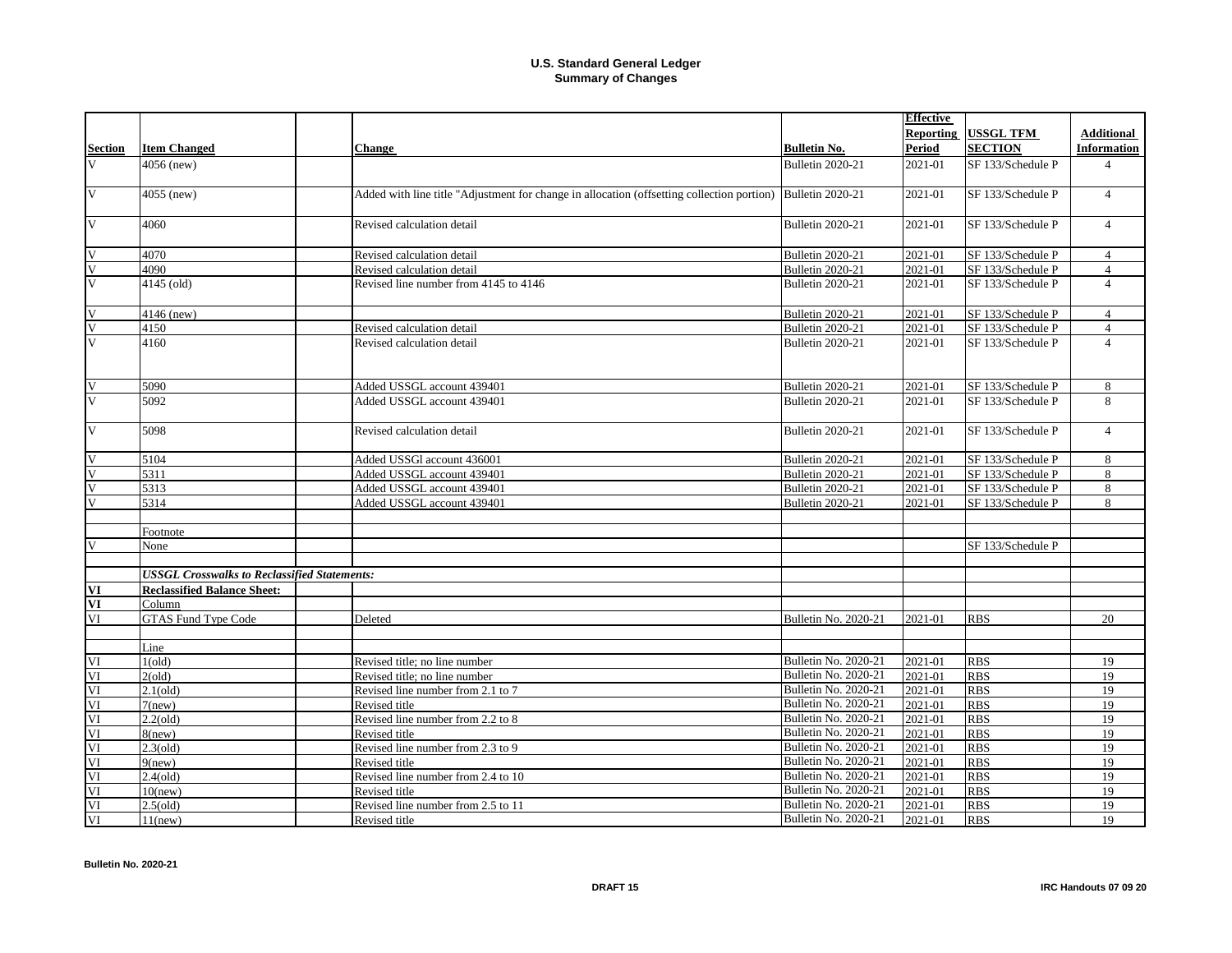# U.S. Standard General Ledger
## Summary of Changes

| Section | Item Changed | | Change | Bulletin No. | Effective Reporting Period | USSGL TFM SECTION | Additional Information |
|---|---|---|---|---|---|---|---|
| V | 4056 (new) | | | Bulletin 2020-21 | 2021-01 | SF 133/Schedule P | 4 |
| V | 4055 (new) | | Added with line title "Adjustment for change in allocation (offsetting collection portion) | Bulletin 2020-21 | 2021-01 | SF 133/Schedule P | 4 |
| V | 4060 | | Revised calculation detail | Bulletin 2020-21 | 2021-01 | SF 133/Schedule P | 4 |
| V | 4070 | | Revised calculation detail | Bulletin 2020-21 | 2021-01 | SF 133/Schedule P | 4 |
| V | 4090 | | Revised calculation detail | Bulletin 2020-21 | 2021-01 | SF 133/Schedule P | 4 |
| V | 4145 (old) | | Revised line number from 4145 to 4146 | Bulletin 2020-21 | 2021-01 | SF 133/Schedule P | 4 |
| V | 4146 (new) | | | Bulletin 2020-21 | 2021-01 | SF 133/Schedule P | 4 |
| V | 4150 | | Revised calculation detail | Bulletin 2020-21 | 2021-01 | SF 133/Schedule P | 4 |
| V | 4160 | | Revised calculation detail | Bulletin 2020-21 | 2021-01 | SF 133/Schedule P | 4 |
| V | 5090 | | Added USSGL account 439401 | Bulletin 2020-21 | 2021-01 | SF 133/Schedule P | 8 |
| V | 5092 | | Added USSGL account 439401 | Bulletin 2020-21 | 2021-01 | SF 133/Schedule P | 8 |
| V | 5098 | | Revised calculation detail | Bulletin 2020-21 | 2021-01 | SF 133/Schedule P | 4 |
| V | 5104 | | Added USSGl account 436001 | Bulletin 2020-21 | 2021-01 | SF 133/Schedule P | 8 |
| V | 5311 | | Added USSGL account 439401 | Bulletin 2020-21 | 2021-01 | SF 133/Schedule P | 8 |
| V | 5313 | | Added USSGL account 439401 | Bulletin 2020-21 | 2021-01 | SF 133/Schedule P | 8 |
| V | 5314 | | Added USSGL account 439401 | Bulletin 2020-21 | 2021-01 | SF 133/Schedule P | 8 |
| | | | | | | | |
| | Footnote | | | | | | |
| V | None | | | | | SF 133/Schedule P | |
| | | | | | | | |
| | ***USSGL Crosswalks to Reclassified Statements:*** | | | | | | |
| **VI** | **Reclassified Balance Sheet:** | | | | | | |
| **VI** | Column | | | | | | |
| VI | GTAS Fund Type Code | | Deleted | Bulletin No. 2020-21 | 2021-01 | RBS | 20 |
| | | | | | | | |
| | Line | | | | | | |
| VI | 1(old) | | Revised title; no line number | Bulletin No. 2020-21 | 2021-01 | RBS | 19 |
| VI | 2(old) | | Revised title; no line number | Bulletin No. 2020-21 | 2021-01 | RBS | 19 |
| VI | 2.1(old) | | Revised line number from 2.1 to 7 | Bulletin No. 2020-21 | 2021-01 | RBS | 19 |
| VI | 7(new) | | Revised title | Bulletin No. 2020-21 | 2021-01 | RBS | 19 |
| VI | 2.2(old) | | Revised line number from 2.2 to 8 | Bulletin No. 2020-21 | 2021-01 | RBS | 19 |
| VI | 8(new) | | Revised title | Bulletin No. 2020-21 | 2021-01 | RBS | 19 |
| VI | 2.3(old) | | Revised line number from 2.3 to 9 | Bulletin No. 2020-21 | 2021-01 | RBS | 19 |
| VI | 9(new) | | Revised title | Bulletin No. 2020-21 | 2021-01 | RBS | 19 |
| VI | 2.4(old) | | Revised line number from 2.4 to 10 | Bulletin No. 2020-21 | 2021-01 | RBS | 19 |
| VI | 10(new) | | Revised title | Bulletin No. 2020-21 | 2021-01 | RBS | 19 |
| VI | 2.5(old) | | Revised line number from 2.5 to 11 | Bulletin No. 2020-21 | 2021-01 | RBS | 19 |
| VI | 11(new) | | Revised title | Bulletin No. 2020-21 | 2021-01 | RBS | 19 |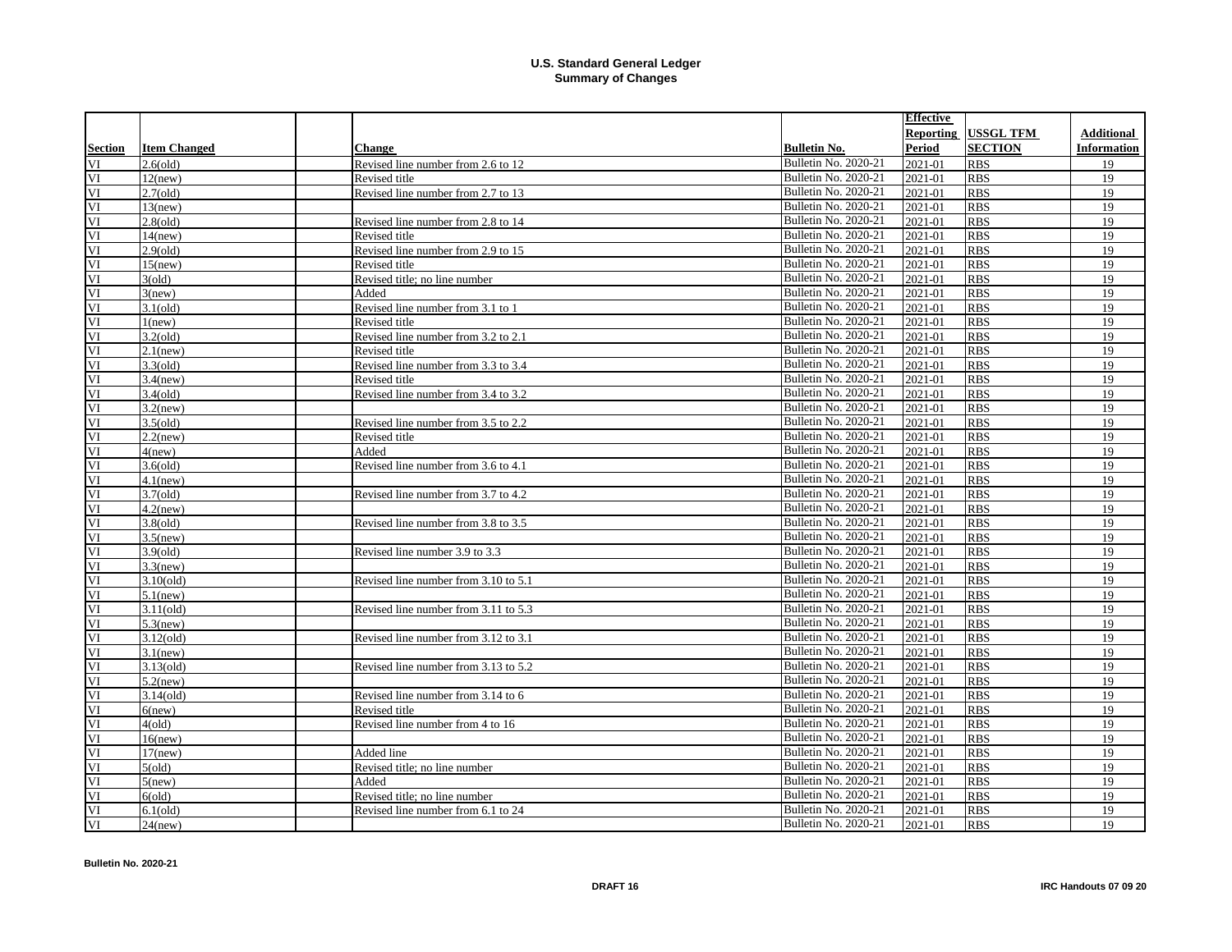# U.S. Standard General Ledger
## Summary of Changes

| Section | Item Changed | | Change | Bulletin No. | Effective Reporting Period | USSGL TFM SECTION | Additional Information |
|---|---|---|---|---|---|---|---|
| VI | 2.6(old) | | Revised line number from 2.6 to 12 | Bulletin No. 2020-21 | 2021-01 | RBS | 19 |
| VI | 12(new) | | Revised title | Bulletin No. 2020-21 | 2021-01 | RBS | 19 |
| VI | 2.7(old) | | Revised line number from 2.7 to 13 | Bulletin No. 2020-21 | 2021-01 | RBS | 19 |
| VI | 13(new) | | | Bulletin No. 2020-21 | 2021-01 | RBS | 19 |
| VI | 2.8(old) | | Revised line number from 2.8 to 14 | Bulletin No. 2020-21 | 2021-01 | RBS | 19 |
| VI | 14(new) | | Revised title | Bulletin No. 2020-21 | 2021-01 | RBS | 19 |
| VI | 2.9(old) | | Revised line number from 2.9 to 15 | Bulletin No. 2020-21 | 2021-01 | RBS | 19 |
| VI | 15(new) | | Revised title | Bulletin No. 2020-21 | 2021-01 | RBS | 19 |
| VI | 3(old) | | Revised title; no line number | Bulletin No. 2020-21 | 2021-01 | RBS | 19 |
| VI | 3(new) | | Added | Bulletin No. 2020-21 | 2021-01 | RBS | 19 |
| VI | 3.1(old) | | Revised line number from 3.1 to 1 | Bulletin No. 2020-21 | 2021-01 | RBS | 19 |
| VI | 1(new) | | Revised title | Bulletin No. 2020-21 | 2021-01 | RBS | 19 |
| VI | 3.2(old) | | Revised line number from 3.2 to 2.1 | Bulletin No. 2020-21 | 2021-01 | RBS | 19 |
| VI | 2.1(new) | | Revised title | Bulletin No. 2020-21 | 2021-01 | RBS | 19 |
| VI | 3.3(old) | | Revised line number from 3.3 to 3.4 | Bulletin No. 2020-21 | 2021-01 | RBS | 19 |
| VI | 3.4(new) | | Revised title | Bulletin No. 2020-21 | 2021-01 | RBS | 19 |
| VI | 3.4(old) | | Revised line number from 3.4 to 3.2 | Bulletin No. 2020-21 | 2021-01 | RBS | 19 |
| VI | 3.2(new) | | | Bulletin No. 2020-21 | 2021-01 | RBS | 19 |
| VI | 3.5(old) | | Revised line number from 3.5 to 2.2 | Bulletin No. 2020-21 | 2021-01 | RBS | 19 |
| VI | 2.2(new) | | Revised title | Bulletin No. 2020-21 | 2021-01 | RBS | 19 |
| VI | 4(new) | | Added | Bulletin No. 2020-21 | 2021-01 | RBS | 19 |
| VI | 3.6(old) | | Revised line number from 3.6 to 4.1 | Bulletin No. 2020-21 | 2021-01 | RBS | 19 |
| VI | 4.1(new) | | | Bulletin No. 2020-21 | 2021-01 | RBS | 19 |
| VI | 3.7(old) | | Revised line number from 3.7 to 4.2 | Bulletin No. 2020-21 | 2021-01 | RBS | 19 |
| VI | 4.2(new) | | | Bulletin No. 2020-21 | 2021-01 | RBS | 19 |
| VI | 3.8(old) | | Revised line number from 3.8 to 3.5 | Bulletin No. 2020-21 | 2021-01 | RBS | 19 |
| VI | 3.5(new) | | | Bulletin No. 2020-21 | 2021-01 | RBS | 19 |
| VI | 3.9(old) | | Revised line number 3.9 to 3.3 | Bulletin No. 2020-21 | 2021-01 | RBS | 19 |
| VI | 3.3(new) | | | Bulletin No. 2020-21 | 2021-01 | RBS | 19 |
| VI | 3.10(old) | | Revised line number from 3.10 to 5.1 | Bulletin No. 2020-21 | 2021-01 | RBS | 19 |
| VI | 5.1(new) | | | Bulletin No. 2020-21 | 2021-01 | RBS | 19 |
| VI | 3.11(old) | | Revised line number from 3.11 to 5.3 | Bulletin No. 2020-21 | 2021-01 | RBS | 19 |
| VI | 5.3(new) | | | Bulletin No. 2020-21 | 2021-01 | RBS | 19 |
| VI | 3.12(old) | | Revised line number from 3.12 to 3.1 | Bulletin No. 2020-21 | 2021-01 | RBS | 19 |
| VI | 3.1(new) | | | Bulletin No. 2020-21 | 2021-01 | RBS | 19 |
| VI | 3.13(old) | | Revised line number from 3.13 to 5.2 | Bulletin No. 2020-21 | 2021-01 | RBS | 19 |
| VI | 5.2(new) | | | Bulletin No. 2020-21 | 2021-01 | RBS | 19 |
| VI | 3.14(old) | | Revised line number from 3.14 to 6 | Bulletin No. 2020-21 | 2021-01 | RBS | 19 |
| VI | 6(new) | | Revised title | Bulletin No. 2020-21 | 2021-01 | RBS | 19 |
| VI | 4(old) | | Revised line number from 4 to 16 | Bulletin No. 2020-21 | 2021-01 | RBS | 19 |
| VI | 16(new) | | | Bulletin No. 2020-21 | 2021-01 | RBS | 19 |
| VI | 17(new) | | Added line | Bulletin No. 2020-21 | 2021-01 | RBS | 19 |
| VI | 5(old) | | Revised title; no line number | Bulletin No. 2020-21 | 2021-01 | RBS | 19 |
| VI | 5(new) | | Added | Bulletin No. 2020-21 | 2021-01 | RBS | 19 |
| VI | 6(old) | | Revised title; no line number | Bulletin No. 2020-21 | 2021-01 | RBS | 19 |
| VI | 6.1(old) | | Revised line number from 6.1 to 24 | Bulletin No. 2020-21 | 2021-01 | RBS | 19 |
| VI | 24(new) | | | Bulletin No. 2020-21 | 2021-01 | RBS | 19 |

**Bulletin No. 2020-21** — **DRAFT 16** — **IRC Handouts 07 09 20**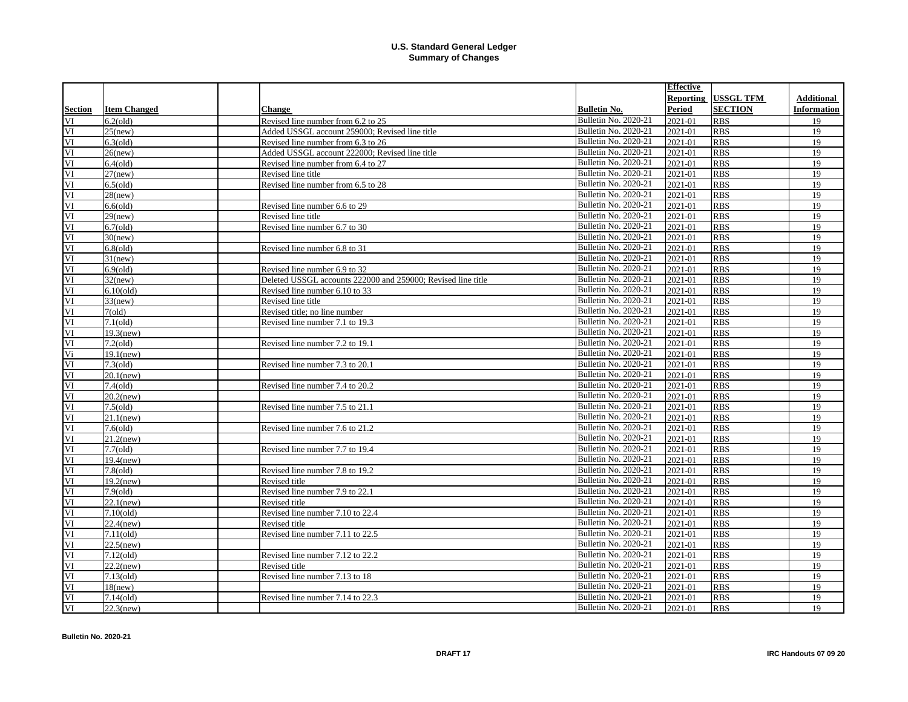# U.S. Standard General Ledger
## Summary of Changes

| Section | Item Changed | | Change | Bulletin No. | Effective Reporting Period | USSGL TFM SECTION | Additional Information |
|---|---|---|---|---|---|---|---|
| VI | 6.2(old) | | Revised line number from 6.2 to 25 | Bulletin No. 2020-21 | 2021-01 | RBS | 19 |
| VI | 25(new) | | Added USSGL account 259000; Revised line title | Bulletin No. 2020-21 | 2021-01 | RBS | 19 |
| VI | 6.3(old) | | Revised line number from 6.3 to 26 | Bulletin No. 2020-21 | 2021-01 | RBS | 19 |
| VI | 26(new) | | Added USSGL account 222000; Revised line title | Bulletin No. 2020-21 | 2021-01 | RBS | 19 |
| VI | 6.4(old) | | Revised line number from 6.4 to 27 | Bulletin No. 2020-21 | 2021-01 | RBS | 19 |
| VI | 27(new) | | Revised line title | Bulletin No. 2020-21 | 2021-01 | RBS | 19 |
| VI | 6.5(old) | | Revised line number from 6.5 to 28 | Bulletin No. 2020-21 | 2021-01 | RBS | 19 |
| VI | 28(new) | | | Bulletin No. 2020-21 | 2021-01 | RBS | 19 |
| VI | 6.6(old) | | Revised line number 6.6 to 29 | Bulletin No. 2020-21 | 2021-01 | RBS | 19 |
| VI | 29(new) | | Revised line title | Bulletin No. 2020-21 | 2021-01 | RBS | 19 |
| VI | 6.7(old) | | Revised line number 6.7 to 30 | Bulletin No. 2020-21 | 2021-01 | RBS | 19 |
| VI | 30(new) | | | Bulletin No. 2020-21 | 2021-01 | RBS | 19 |
| VI | 6.8(old) | | Revised line number 6.8 to 31 | Bulletin No. 2020-21 | 2021-01 | RBS | 19 |
| VI | 31(new) | | | Bulletin No. 2020-21 | 2021-01 | RBS | 19 |
| VI | 6.9(old) | | Revised line number 6.9 to 32 | Bulletin No. 2020-21 | 2021-01 | RBS | 19 |
| VI | 32(new) | | Deleted USSGL accounts 222000 and 259000; Revised line title | Bulletin No. 2020-21 | 2021-01 | RBS | 19 |
| VI | 6.10(old) | | Revised line number 6.10 to 33 | Bulletin No. 2020-21 | 2021-01 | RBS | 19 |
| VI | 33(new) | | Revised line title | Bulletin No. 2020-21 | 2021-01 | RBS | 19 |
| VI | 7(old) | | Revised title; no line number | Bulletin No. 2020-21 | 2021-01 | RBS | 19 |
| VI | 7.1(old) | | Revised line number 7.1 to 19.3 | Bulletin No. 2020-21 | 2021-01 | RBS | 19 |
| VI | 19.3(new) | | | Bulletin No. 2020-21 | 2021-01 | RBS | 19 |
| VI | 7.2(old) | | Revised line number 7.2 to 19.1 | Bulletin No. 2020-21 | 2021-01 | RBS | 19 |
| Vi | 19.1(new) | | | Bulletin No. 2020-21 | 2021-01 | RBS | 19 |
| VI | 7.3(old) | | Revised line number 7.3 to 20.1 | Bulletin No. 2020-21 | 2021-01 | RBS | 19 |
| VI | 20.1(new) | | | Bulletin No. 2020-21 | 2021-01 | RBS | 19 |
| VI | 7.4(old) | | Revised line number 7.4 to 20.2 | Bulletin No. 2020-21 | 2021-01 | RBS | 19 |
| VI | 20.2(new) | | | Bulletin No. 2020-21 | 2021-01 | RBS | 19 |
| VI | 7.5(old) | | Revised line number 7.5 to 21.1 | Bulletin No. 2020-21 | 2021-01 | RBS | 19 |
| VI | 21.1(new) | | | Bulletin No. 2020-21 | 2021-01 | RBS | 19 |
| VI | 7.6(old) | | Revised line number 7.6 to 21.2 | Bulletin No. 2020-21 | 2021-01 | RBS | 19 |
| VI | 21.2(new) | | | Bulletin No. 2020-21 | 2021-01 | RBS | 19 |
| VI | 7.7(old) | | Revised line number 7.7 to 19.4 | Bulletin No. 2020-21 | 2021-01 | RBS | 19 |
| VI | 19.4(new) | | | Bulletin No. 2020-21 | 2021-01 | RBS | 19 |
| VI | 7.8(old) | | Revised line number 7.8 to 19.2 | Bulletin No. 2020-21 | 2021-01 | RBS | 19 |
| VI | 19.2(new) | | Revised title | Bulletin No. 2020-21 | 2021-01 | RBS | 19 |
| VI | 7.9(old) | | Revised line number 7.9 to 22.1 | Bulletin No. 2020-21 | 2021-01 | RBS | 19 |
| VI | 22.1(new) | | Revised title | Bulletin No. 2020-21 | 2021-01 | RBS | 19 |
| VI | 7.10(old) | | Revised line number 7.10 to 22.4 | Bulletin No. 2020-21 | 2021-01 | RBS | 19 |
| VI | 22.4(new) | | Revised title | Bulletin No. 2020-21 | 2021-01 | RBS | 19 |
| VI | 7.11(old) | | Revised line number 7.11 to 22.5 | Bulletin No. 2020-21 | 2021-01 | RBS | 19 |
| VI | 22.5(new) | | | Bulletin No. 2020-21 | 2021-01 | RBS | 19 |
| VI | 7.12(old) | | Revised line number 7.12 to 22.2 | Bulletin No. 2020-21 | 2021-01 | RBS | 19 |
| VI | 22.2(new) | | Revised title | Bulletin No. 2020-21 | 2021-01 | RBS | 19 |
| VI | 7.13(old) | | Revised line number 7.13 to 18 | Bulletin No. 2020-21 | 2021-01 | RBS | 19 |
| VI | 18(new) | | | Bulletin No. 2020-21 | 2021-01 | RBS | 19 |
| VI | 7.14(old) | | Revised line number 7.14 to 22.3 | Bulletin No. 2020-21 | 2021-01 | RBS | 19 |
| VI | 22.3(new) | | | Bulletin No. 2020-21 | 2021-01 | RBS | 19 |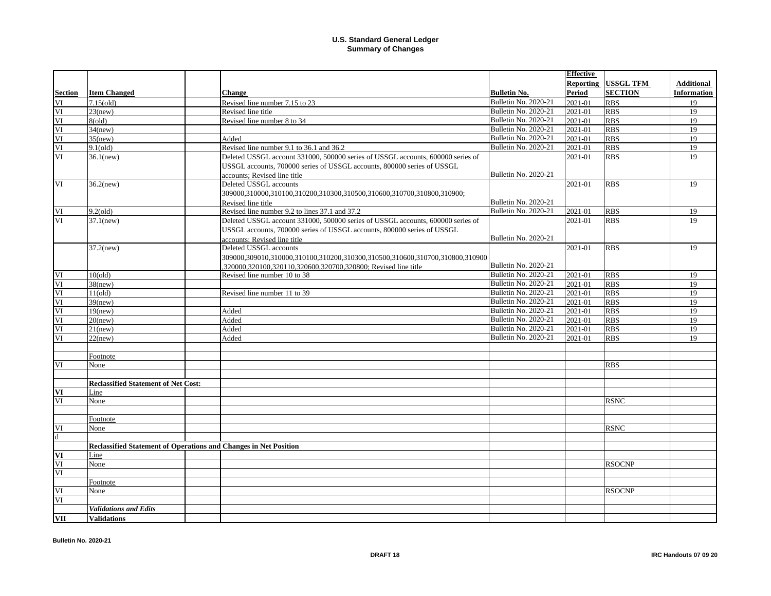# U.S. Standard General Ledger
## Summary of Changes

| Section | Item Changed | | Change | Bulletin No. | Effective Reporting Period | USSGL TFM SECTION | Additional Information |
|---|---|---|---|---|---|---|---|
| VI | 7.15(old) | | Revised line number 7.15 to 23 | Bulletin No. 2020-21 | 2021-01 | RBS | 19 |
| VI | 23(new) | | Revised line title | Bulletin No. 2020-21 | 2021-01 | RBS | 19 |
| VI | 8(old) | | Revised line number 8 to 34 | Bulletin No. 2020-21 | 2021-01 | RBS | 19 |
| VI | 34(new) | | | Bulletin No. 2020-21 | 2021-01 | RBS | 19 |
| VI | 35(new) | | Added | Bulletin No. 2020-21 | 2021-01 | RBS | 19 |
| VI | 9.1(old) | | Revised line number 9.1 to 36.1 and 36.2 | Bulletin No. 2020-21 | 2021-01 | RBS | 19 |
| VI | 36.1(new) | | Deleted USSGL account 331000, 500000 series of USSGL accounts, 600000 series of USSGL accounts, 700000 series of USSGL accounts, 800000 series of USSGL accounts; Revised line title | Bulletin No. 2020-21 | 2021-01 | RBS | 19 |
| VI | 36.2(new) | | Deleted USSGL accounts 309000,310000,310100,310200,310300,310500,310600,310700,310800,310900; Revised line title | Bulletin No. 2020-21 | 2021-01 | RBS | 19 |
| VI | 9.2(old) | | Revised line number 9.2 to lines 37.1 and 37.2 | Bulletin No. 2020-21 | 2021-01 | RBS | 19 |
| VI | 37.1(new) | | Deleted USSGL account 331000, 500000 series of USSGL accounts, 600000 series of USSGL accounts, 700000 series of USSGL accounts, 800000 series of USSGL accounts; Revised line title | Bulletin No. 2020-21 | 2021-01 | RBS | 19 |
| | 37.2(new) | | Deleted USSGL accounts 309000,309010,310000,310100,310200,310300,310500,310600,310700,310800,310900,320000,320100,320110,320600,320700,320800; Revised line title | Bulletin No. 2020-21 | 2021-01 | RBS | 19 |
| VI | 10(old) | | Revised line number 10 to 38 | Bulletin No. 2020-21 | 2021-01 | RBS | 19 |
| VI | 38(new) | | | Bulletin No. 2020-21 | 2021-01 | RBS | 19 |
| VI | 11(old) | | Revised line number 11 to 39 | Bulletin No. 2020-21 | 2021-01 | RBS | 19 |
| VI | 39(new) | | | Bulletin No. 2020-21 | 2021-01 | RBS | 19 |
| VI | 19(new) | | Added | Bulletin No. 2020-21 | 2021-01 | RBS | 19 |
| VI | 20(new) | | Added | Bulletin No. 2020-21 | 2021-01 | RBS | 19 |
| VI | 21(new) | | Added | Bulletin No. 2020-21 | 2021-01 | RBS | 19 |
| VI | 22(new) | | Added | Bulletin No. 2020-21 | 2021-01 | RBS | 19 |
| | | | | | | | |
| | Footnote | | | | | | |
| VI | None | | | | | RBS | |
| | | | | | | | |
| | **Reclassified Statement of Net Cost:** | | | | | | |
| **VI** | Line | | | | | | |
| VI | None | | | | | RSNC | |
| | | | | | | | |
| | Footnote | | | | | | |
| VI | None | | | | | RSNC | |
| d | | | | | | | |
| | **Reclassified Statement of Operations and Changes in Net Position** | | | | | | |
| **VI** | Line | | | | | | |
| VI | None | | | | | RSOCNP | |
| VI | | | | | | | |
| | Footnote | | | | | | |
| VI | None | | | | | RSOCNP | |
| VI | | | | | | | |
| | ***Validations and Edits*** | | | | | | |
| **VII** | **Validations** | | | | | | |

**Bulletin No. 2020-21** **DRAFT 18** **IRC Handouts 07 09 20**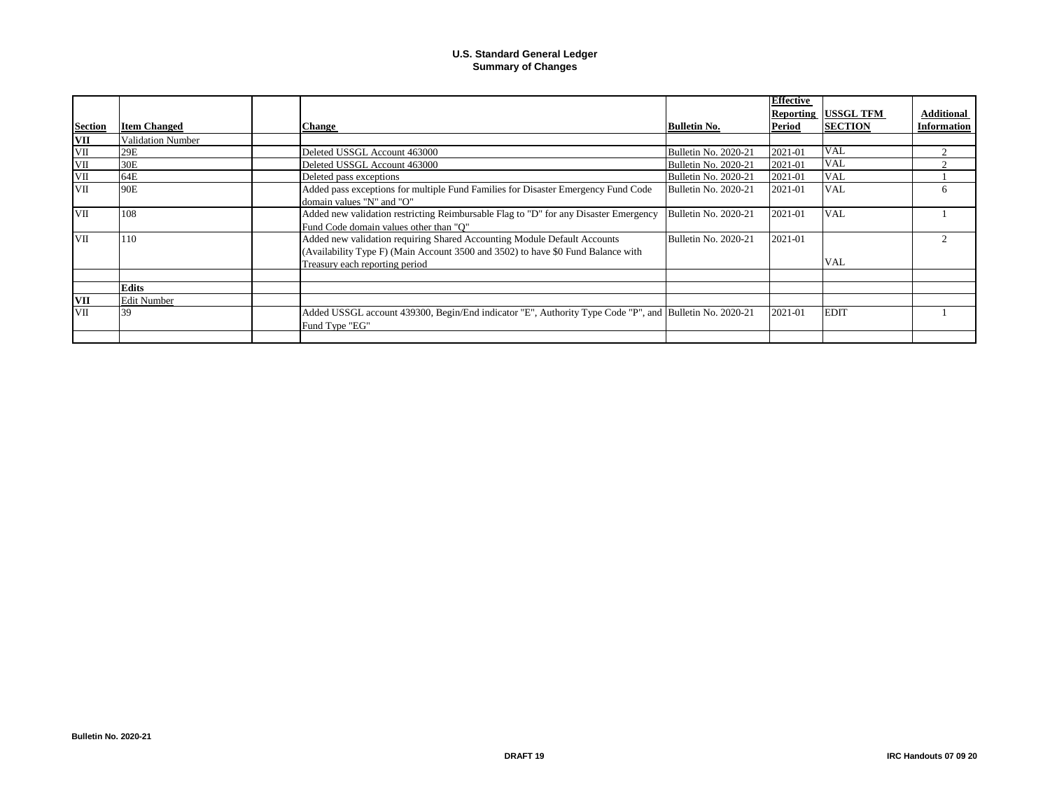# U.S. Standard General Ledger
## Summary of Changes

| Section | Item Changed | | Change | Bulletin No. | Effective Reporting Period | USSGL TFM SECTION | Additional Information |
|---|---|---|---|---|---|---|---|
| **VII** | Validation Number | | | | | | |
| VII | 29E | | Deleted USSGL Account 463000 | Bulletin No. 2020-21 | 2021-01 | VAL | 2 |
| VII | 30E | | Deleted USSGL Account 463000 | Bulletin No. 2020-21 | 2021-01 | VAL | 2 |
| VII | 64E | | Deleted pass exceptions | Bulletin No. 2020-21 | 2021-01 | VAL | 1 |
| VII | 90E | | Added pass exceptions for multiple Fund Families for Disaster Emergency Fund Code domain values "N" and "O" | Bulletin No. 2020-21 | 2021-01 | VAL | 6 |
| VII | 108 | | Added new validation restricting Reimbursable Flag to "D" for any Disaster Emergency Fund Code domain values other than "Q" | Bulletin No. 2020-21 | 2021-01 | VAL | 1 |
| VII | 110 | | Added new validation requiring Shared Accounting Module Default Accounts (Availability Type F) (Main Account 3500 and 3502) to have $0 Fund Balance with Treasury each reporting period | Bulletin No. 2020-21 | 2021-01 | VAL | 2 |
| | | | | | | | |
| | **Edits** | | | | | | |
| **VII** | Edit Number | | | | | | |
| VII | 39 | | Added USSGL account 439300, Begin/End indicator "E", Authority Type Code "P", and Fund Type "EG" | Bulletin No. 2020-21 | 2021-01 | EDIT | 1 |
| | | | | | | | |

Bulletin No. 2020-21

DRAFT 19

IRC Handouts 07 09 20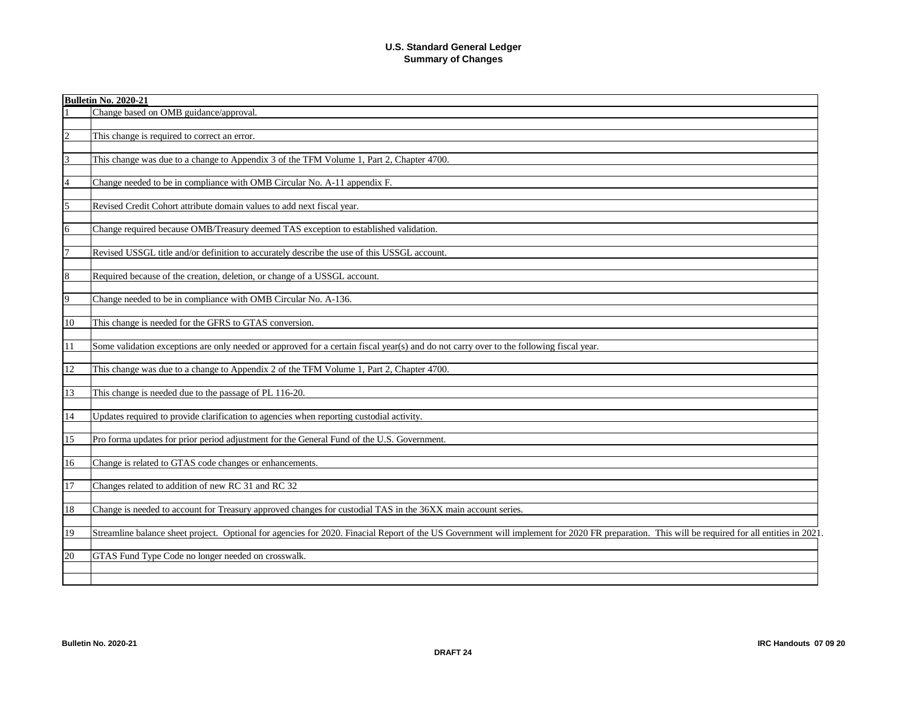## U.S. Standard General Ledger
## Summary of Changes

| **Bulletin No. 2020-21** | |
|---|---|
| 1 | Change based on OMB guidance/approval. |
| 2 | This change is required to correct an error. |
| 3 | This change was due to a change to Appendix 3 of the TFM Volume 1, Part 2, Chapter 4700. |
| 4 | Change needed to be in compliance with OMB Circular No. A-11 appendix F. |
| 5 | Revised Credit Cohort attribute domain values to add next fiscal year. |
| 6 | Change required because OMB/Treasury deemed TAS exception to established validation. |
| 7 | Revised USSGL title and/or definition to accurately describe the use of this USSGL account. |
| 8 | Required because of the creation, deletion, or change of a USSGL account. |
| 9 | Change needed to be in compliance with OMB Circular No. A-136. |
| 10 | This change is needed for the GFRS to GTAS conversion. |
| 11 | Some validation exceptions are only needed or approved for a certain fiscal year(s) and do not carry over to the following fiscal year. |
| 12 | This change was due to a change to Appendix 2 of the TFM Volume 1, Part 2, Chapter 4700. |
| 13 | This change is needed due to the passage of PL 116-20. |
| 14 | Updates required to provide clarification to agencies when reporting custodial activity. |
| 15 | Pro forma updates for prior period adjustment for the General Fund of the U.S. Government. |
| 16 | Change is related to GTAS code changes or enhancements. |
| 17 | Changes related to addition of new RC 31 and RC 32 |
| 18 | Change is needed to account for Treasury approved changes for custodial TAS in the 36XX main account series. |
| 19 | Streamline balance sheet project. Optional for agencies for 2020. Finacial Report of the US Government will implement for 2020 FR preparation. This will be required for all entities in 2021. |
| 20 | GTAS Fund Type Code no longer needed on crosswalk. |

Bulletin No. 2020-21

DRAFT 24

IRC Handouts 07 09 20